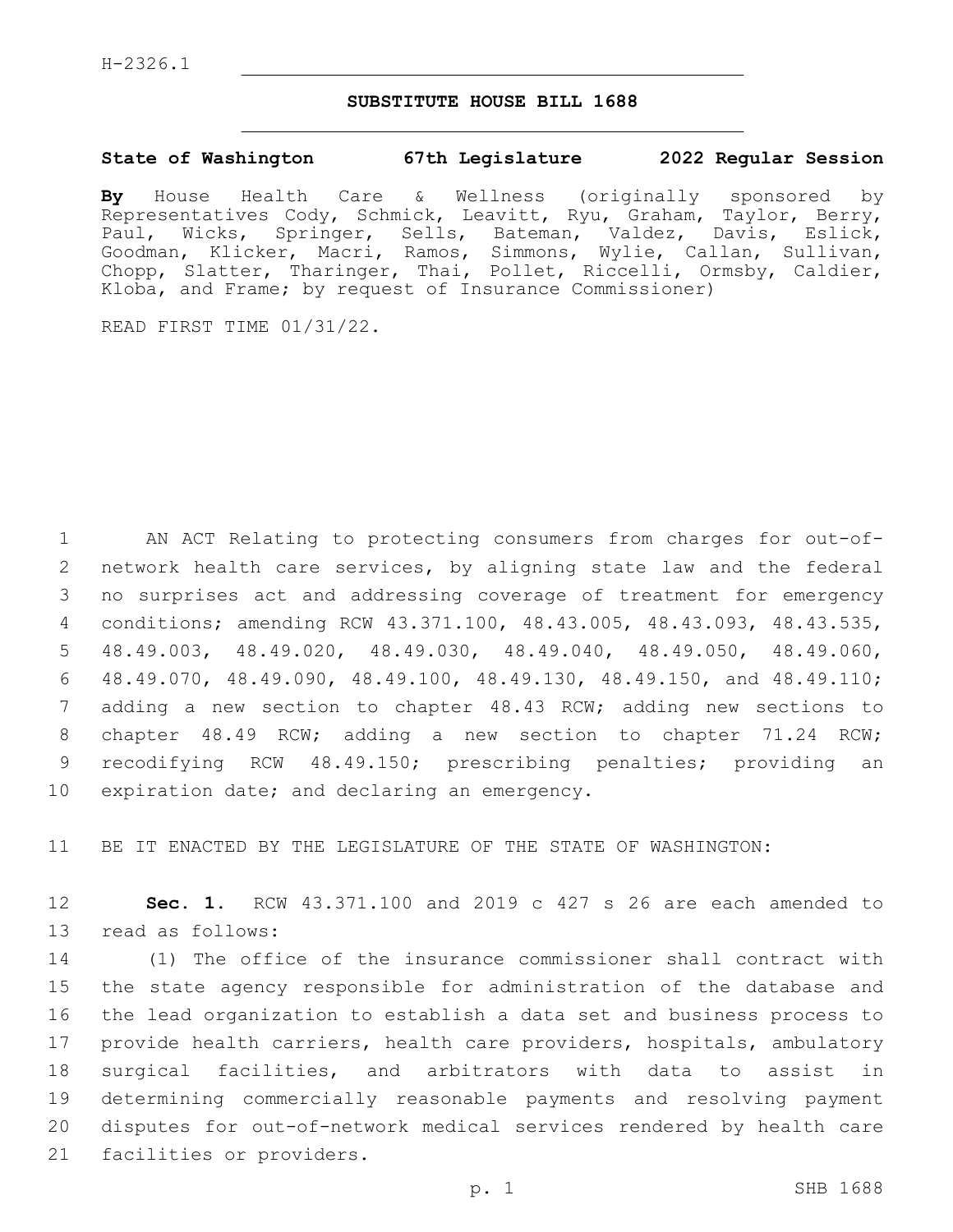H-2326.1

# SUBSTITUTE HOUSE BILL 1688

**State of Washington 67th Legislature 2022 Regular Session**

**By** House Health Care & Wellness (originally sponsored by Representatives Cody, Schmick, Leavitt, Ryu, Graham, Taylor, Berry, Paul, Wicks, Springer, Sells, Bateman, Valdez, Davis, Eslick, Goodman, Klicker, Macri, Ramos, Simmons, Wylie, Callan, Sullivan, Chopp, Slatter, Tharinger, Thai, Pollet, Riccelli, Ormsby, Caldier, Kloba, and Frame; by request of Insurance Commissioner)

READ FIRST TIME 01/31/22.

AN ACT Relating to protecting consumers from charges for out-of-network health care services, by aligning state law and the federal no surprises act and addressing coverage of treatment for emergency conditions; amending RCW 43.371.100, 48.43.005, 48.43.093, 48.43.535, 48.49.003, 48.49.020, 48.49.030, 48.49.040, 48.49.050, 48.49.060, 48.49.070, 48.49.090, 48.49.100, 48.49.130, 48.49.150, and 48.49.110; adding a new section to chapter 48.43 RCW; adding new sections to chapter 48.49 RCW; adding a new section to chapter 71.24 RCW; recodifying RCW 48.49.150; prescribing penalties; providing an expiration date; and declaring an emergency.

BE IT ENACTED BY THE LEGISLATURE OF THE STATE OF WASHINGTON:

**Sec. 1.** RCW 43.371.100 and 2019 c 427 s 26 are each amended to read as follows:

(1) The office of the insurance commissioner shall contract with the state agency responsible for administration of the database and the lead organization to establish a data set and business process to provide health carriers, health care providers, hospitals, ambulatory surgical facilities, and arbitrators with data to assist in determining commercially reasonable payments and resolving payment disputes for out-of-network medical services rendered by health care facilities or providers.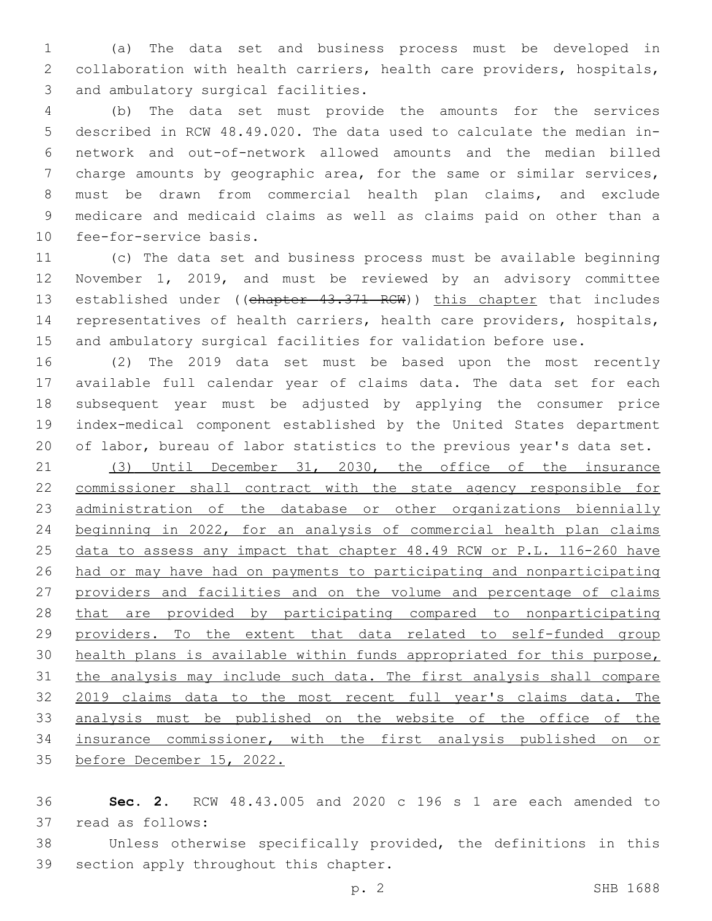(a) The data set and business process must be developed in collaboration with health carriers, health care providers, hospitals, and ambulatory surgical facilities.

(b) The data set must provide the amounts for the services described in RCW 48.49.020. The data used to calculate the median in-network and out-of-network allowed amounts and the median billed charge amounts by geographic area, for the same or similar services, must be drawn from commercial health plan claims, and exclude medicare and medicaid claims as well as claims paid on other than a fee-for-service basis.

(c) The data set and business process must be available beginning November 1, 2019, and must be reviewed by an advisory committee established under ((~~chapter 43.371 RCW~~)) <u>this chapter</u> that includes representatives of health carriers, health care providers, hospitals, and ambulatory surgical facilities for validation before use.

(2) The 2019 data set must be based upon the most recently available full calendar year of claims data. The data set for each subsequent year must be adjusted by applying the consumer price index-medical component established by the United States department of labor, bureau of labor statistics to the previous year's data set.

<u>(3) Until December 31, 2030, the office of the insurance commissioner shall contract with the state agency responsible for administration of the database or other organizations biennially beginning in 2022, for an analysis of commercial health plan claims data to assess any impact that chapter 48.49 RCW or P.L. 116-260 have had or may have had on payments to participating and nonparticipating providers and facilities and on the volume and percentage of claims that are provided by participating compared to nonparticipating providers. To the extent that data related to self-funded group health plans is available within funds appropriated for this purpose, the analysis may include such data. The first analysis shall compare 2019 claims data to the most recent full year's claims data. The analysis must be published on the website of the office of the insurance commissioner, with the first analysis published on or before December 15, 2022.</u>

**Sec. 2.** RCW 48.43.005 and 2020 c 196 s 1 are each amended to read as follows:

Unless otherwise specifically provided, the definitions in this section apply throughout this chapter.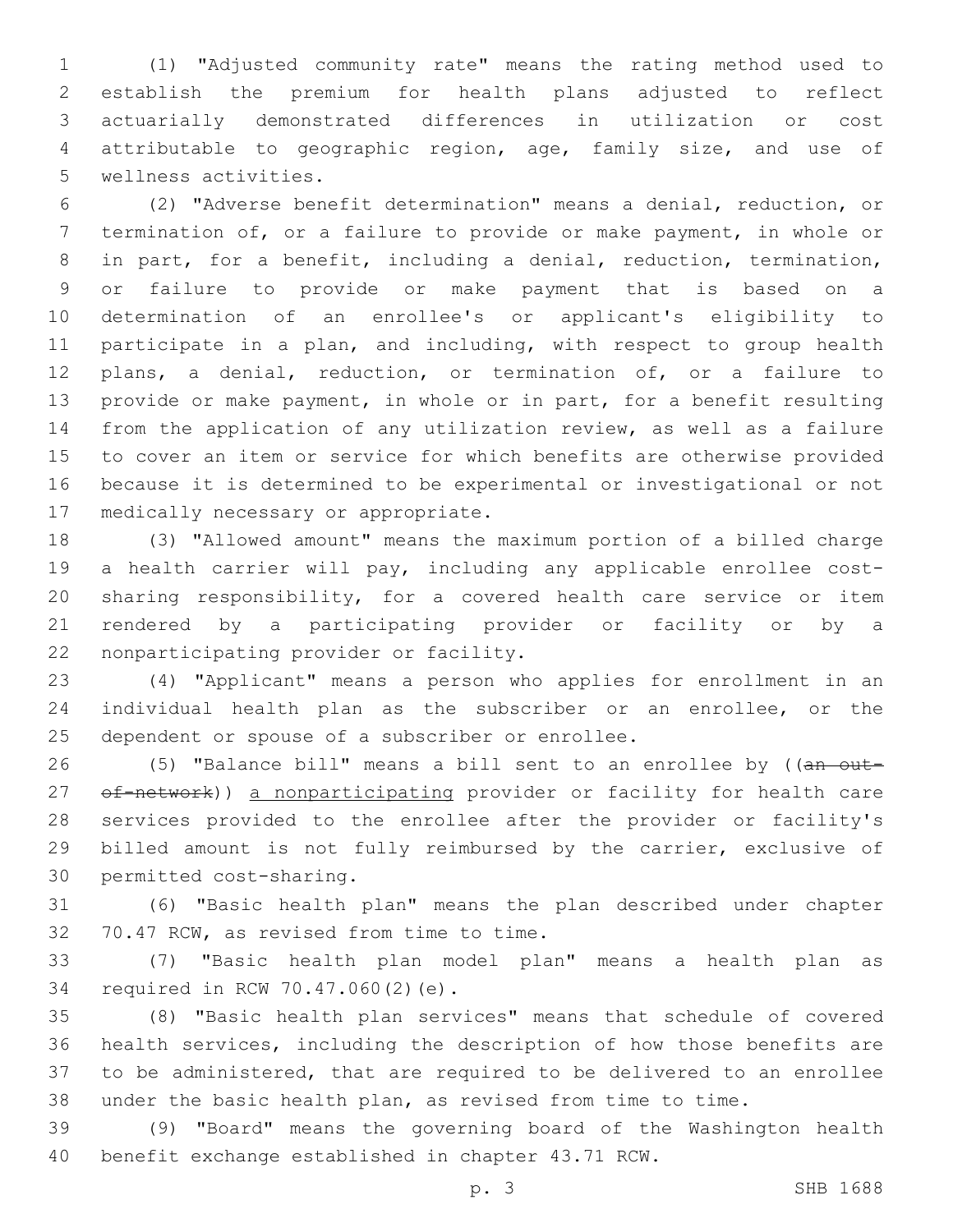(1) "Adjusted community rate" means the rating method used to establish the premium for health plans adjusted to reflect actuarially demonstrated differences in utilization or cost attributable to geographic region, age, family size, and use of wellness activities.

(2) "Adverse benefit determination" means a denial, reduction, or termination of, or a failure to provide or make payment, in whole or in part, for a benefit, including a denial, reduction, termination, or failure to provide or make payment that is based on a determination of an enrollee's or applicant's eligibility to participate in a plan, and including, with respect to group health plans, a denial, reduction, or termination of, or a failure to provide or make payment, in whole or in part, for a benefit resulting from the application of any utilization review, as well as a failure to cover an item or service for which benefits are otherwise provided because it is determined to be experimental or investigational or not medically necessary or appropriate.

(3) "Allowed amount" means the maximum portion of a billed charge a health carrier will pay, including any applicable enrollee cost-sharing responsibility, for a covered health care service or item rendered by a participating provider or facility or by a nonparticipating provider or facility.

(4) "Applicant" means a person who applies for enrollment in an individual health plan as the subscriber or an enrollee, or the dependent or spouse of a subscriber or enrollee.

(5) "Balance bill" means a bill sent to an enrollee by ((~~an out-of-network~~)) a nonparticipating provider or facility for health care services provided to the enrollee after the provider or facility's billed amount is not fully reimbursed by the carrier, exclusive of permitted cost-sharing.

(6) "Basic health plan" means the plan described under chapter 70.47 RCW, as revised from time to time.

(7) "Basic health plan model plan" means a health plan as required in RCW 70.47.060(2)(e).

(8) "Basic health plan services" means that schedule of covered health services, including the description of how those benefits are to be administered, that are required to be delivered to an enrollee under the basic health plan, as revised from time to time.

(9) "Board" means the governing board of the Washington health benefit exchange established in chapter 43.71 RCW.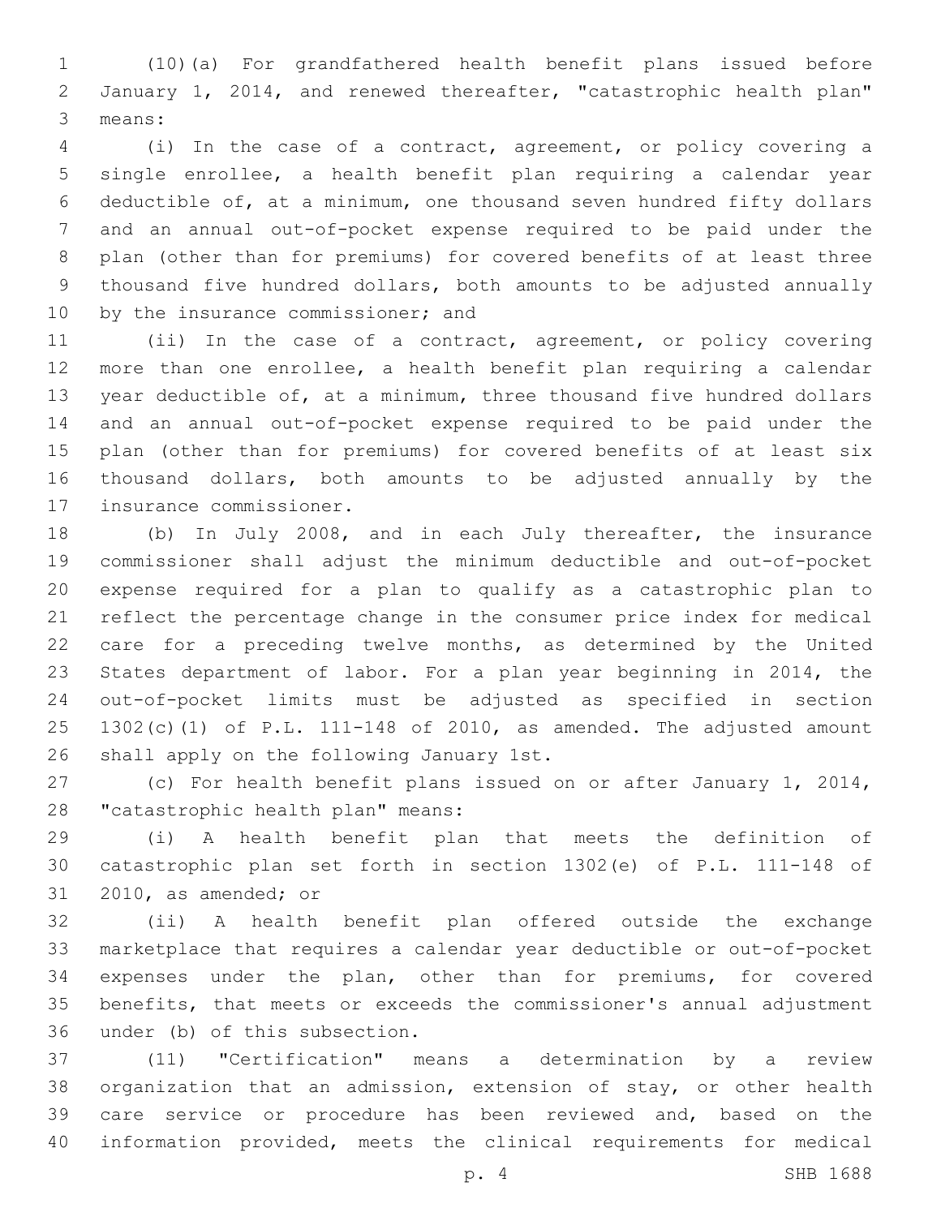(10)(a) For grandfathered health benefit plans issued before January 1, 2014, and renewed thereafter, "catastrophic health plan" means:

(i) In the case of a contract, agreement, or policy covering a single enrollee, a health benefit plan requiring a calendar year deductible of, at a minimum, one thousand seven hundred fifty dollars and an annual out-of-pocket expense required to be paid under the plan (other than for premiums) for covered benefits of at least three thousand five hundred dollars, both amounts to be adjusted annually by the insurance commissioner; and

(ii) In the case of a contract, agreement, or policy covering more than one enrollee, a health benefit plan requiring a calendar year deductible of, at a minimum, three thousand five hundred dollars and an annual out-of-pocket expense required to be paid under the plan (other than for premiums) for covered benefits of at least six thousand dollars, both amounts to be adjusted annually by the insurance commissioner.

(b) In July 2008, and in each July thereafter, the insurance commissioner shall adjust the minimum deductible and out-of-pocket expense required for a plan to qualify as a catastrophic plan to reflect the percentage change in the consumer price index for medical care for a preceding twelve months, as determined by the United States department of labor. For a plan year beginning in 2014, the out-of-pocket limits must be adjusted as specified in section 1302(c)(1) of P.L. 111-148 of 2010, as amended. The adjusted amount shall apply on the following January 1st.

(c) For health benefit plans issued on or after January 1, 2014, "catastrophic health plan" means:

(i) A health benefit plan that meets the definition of catastrophic plan set forth in section 1302(e) of P.L. 111-148 of 2010, as amended; or

(ii) A health benefit plan offered outside the exchange marketplace that requires a calendar year deductible or out-of-pocket expenses under the plan, other than for premiums, for covered benefits, that meets or exceeds the commissioner's annual adjustment under (b) of this subsection.

(11) "Certification" means a determination by a review organization that an admission, extension of stay, or other health care service or procedure has been reviewed and, based on the information provided, meets the clinical requirements for medical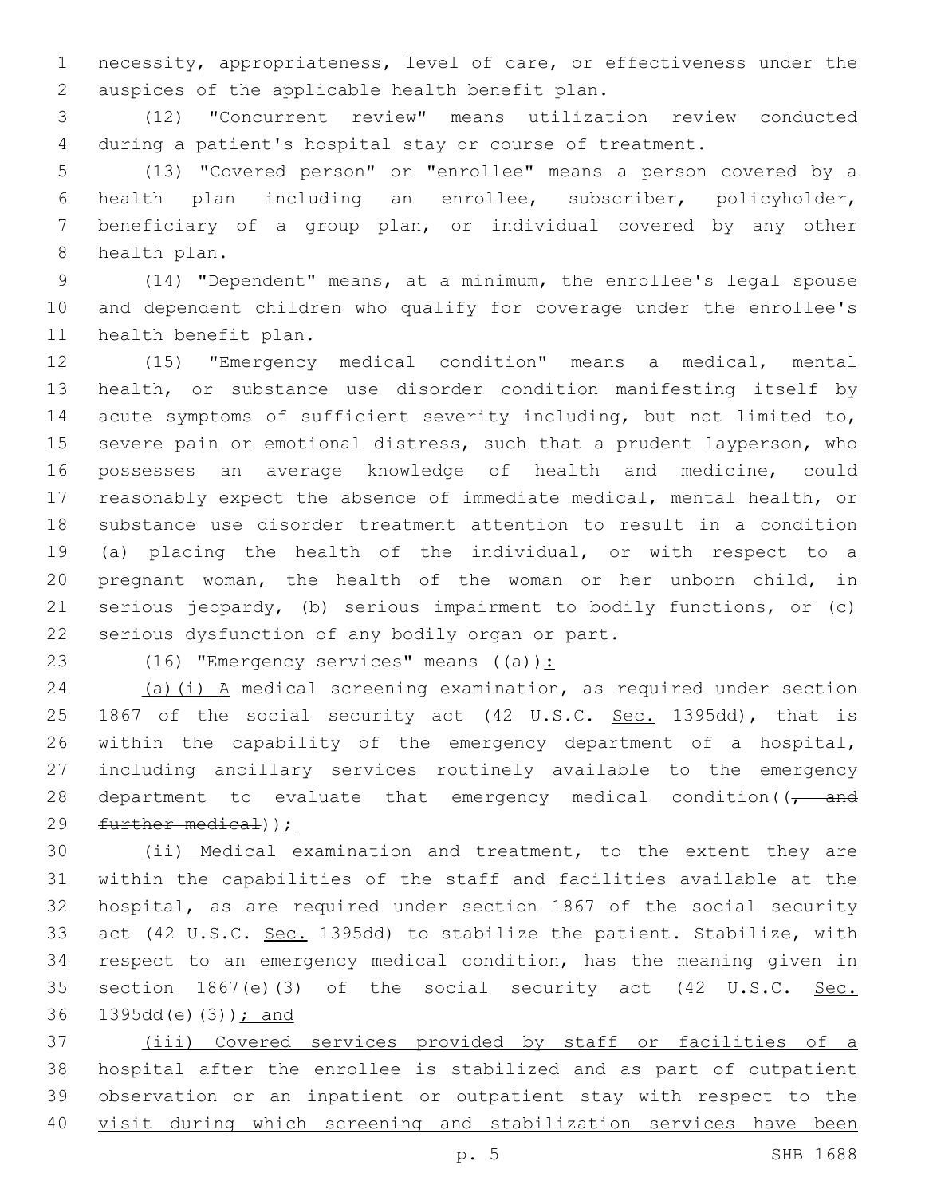necessity, appropriateness, level of care, or effectiveness under the auspices of the applicable health benefit plan.

(12) "Concurrent review" means utilization review conducted during a patient's hospital stay or course of treatment.

(13) "Covered person" or "enrollee" means a person covered by a health plan including an enrollee, subscriber, policyholder, beneficiary of a group plan, or individual covered by any other health plan.

(14) "Dependent" means, at a minimum, the enrollee's legal spouse and dependent children who qualify for coverage under the enrollee's health benefit plan.

(15) "Emergency medical condition" means a medical, mental health, or substance use disorder condition manifesting itself by acute symptoms of sufficient severity including, but not limited to, severe pain or emotional distress, such that a prudent layperson, who possesses an average knowledge of health and medicine, could reasonably expect the absence of immediate medical, mental health, or substance use disorder treatment attention to result in a condition (a) placing the health of the individual, or with respect to a pregnant woman, the health of the woman or her unborn child, in serious jeopardy, (b) serious impairment to bodily functions, or (c) serious dysfunction of any bodily organ or part.

(16) "Emergency services" means ((~~a~~)):

(a)(i) A medical screening examination, as required under section 1867 of the social security act (42 U.S.C. Sec. 1395dd), that is within the capability of the emergency department of a hospital, including ancillary services routinely available to the emergency department to evaluate that emergency medical condition((~~, and further medical~~));

(ii) Medical examination and treatment, to the extent they are within the capabilities of the staff and facilities available at the hospital, as are required under section 1867 of the social security act (42 U.S.C. Sec. 1395dd) to stabilize the patient. Stabilize, with respect to an emergency medical condition, has the meaning given in section 1867(e)(3) of the social security act (42 U.S.C. Sec. 1395dd(e)(3))); and

(iii) Covered services provided by staff or facilities of a hospital after the enrollee is stabilized and as part of outpatient observation or an inpatient or outpatient stay with respect to the visit during which screening and stabilization services have been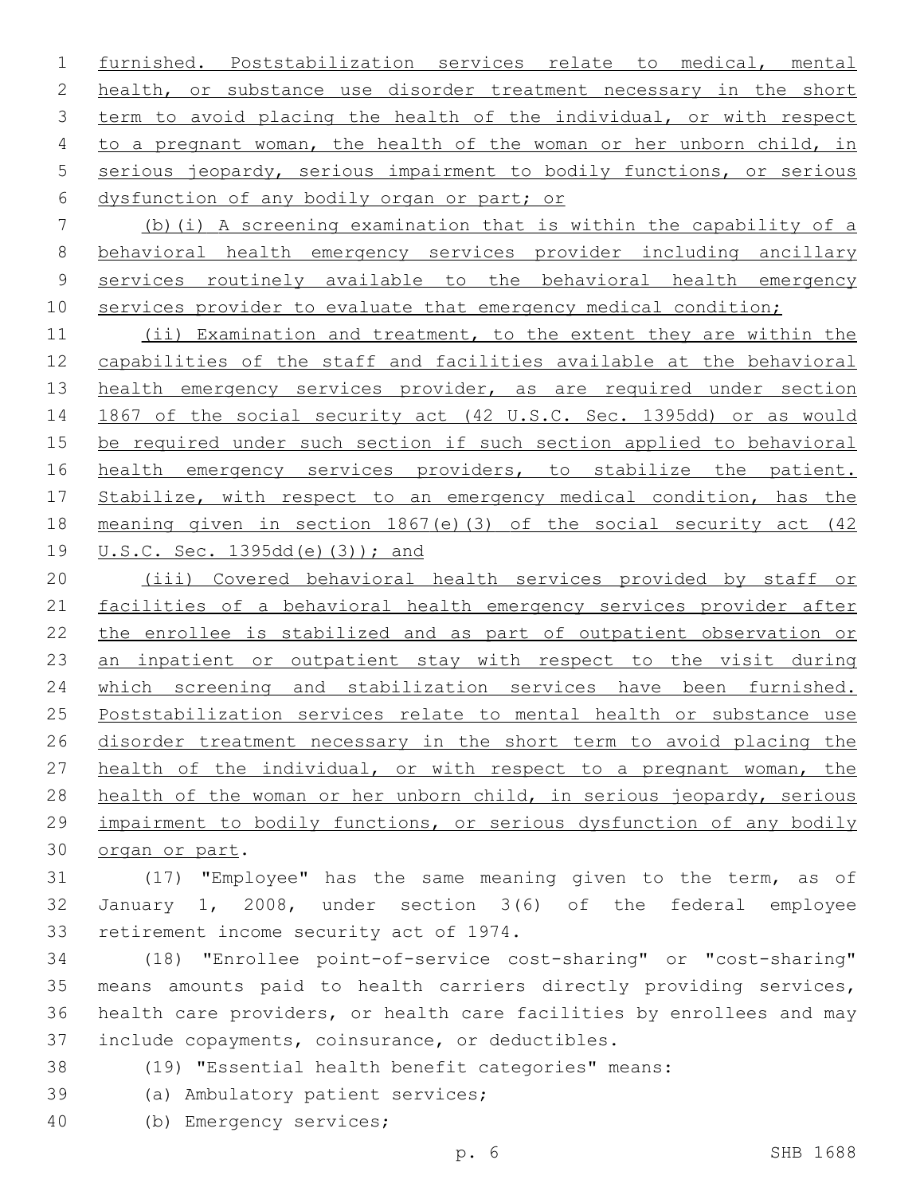furnished. Poststabilization services relate to medical, mental health, or substance use disorder treatment necessary in the short term to avoid placing the health of the individual, or with respect to a pregnant woman, the health of the woman or her unborn child, in serious jeopardy, serious impairment to bodily functions, or serious dysfunction of any bodily organ or part; or

(b)(i) A screening examination that is within the capability of a behavioral health emergency services provider including ancillary services routinely available to the behavioral health emergency services provider to evaluate that emergency medical condition;

(ii) Examination and treatment, to the extent they are within the capabilities of the staff and facilities available at the behavioral health emergency services provider, as are required under section 1867 of the social security act (42 U.S.C. Sec. 1395dd) or as would be required under such section if such section applied to behavioral health emergency services providers, to stabilize the patient. Stabilize, with respect to an emergency medical condition, has the meaning given in section 1867(e)(3) of the social security act (42 U.S.C. Sec. 1395dd(e)(3)); and

(iii) Covered behavioral health services provided by staff or facilities of a behavioral health emergency services provider after the enrollee is stabilized and as part of outpatient observation or an inpatient or outpatient stay with respect to the visit during which screening and stabilization services have been furnished. Poststabilization services relate to mental health or substance use disorder treatment necessary in the short term to avoid placing the health of the individual, or with respect to a pregnant woman, the health of the woman or her unborn child, in serious jeopardy, serious impairment to bodily functions, or serious dysfunction of any bodily organ or part.

(17) "Employee" has the same meaning given to the term, as of January 1, 2008, under section 3(6) of the federal employee retirement income security act of 1974.

(18) "Enrollee point-of-service cost-sharing" or "cost-sharing" means amounts paid to health carriers directly providing services, health care providers, or health care facilities by enrollees and may include copayments, coinsurance, or deductibles.

(19) "Essential health benefit categories" means:

(a) Ambulatory patient services;

(b) Emergency services;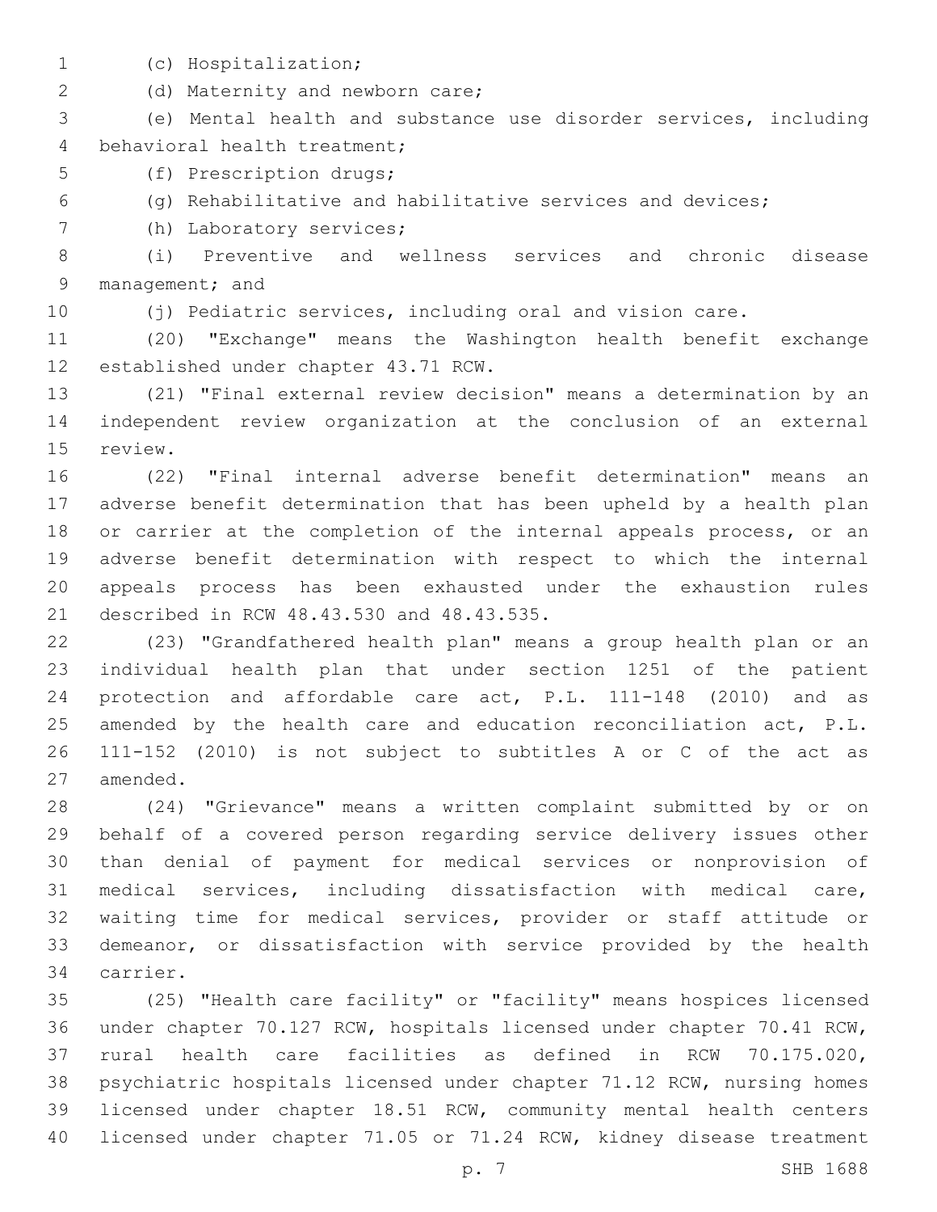(c) Hospitalization;

(d) Maternity and newborn care;

(e) Mental health and substance use disorder services, including behavioral health treatment;

(f) Prescription drugs;

(g) Rehabilitative and habilitative services and devices;

(h) Laboratory services;

(i) Preventive and wellness services and chronic disease management; and

(j) Pediatric services, including oral and vision care.

(20) "Exchange" means the Washington health benefit exchange established under chapter 43.71 RCW.

(21) "Final external review decision" means a determination by an independent review organization at the conclusion of an external review.

(22) "Final internal adverse benefit determination" means an adverse benefit determination that has been upheld by a health plan or carrier at the completion of the internal appeals process, or an adverse benefit determination with respect to which the internal appeals process has been exhausted under the exhaustion rules described in RCW 48.43.530 and 48.43.535.

(23) "Grandfathered health plan" means a group health plan or an individual health plan that under section 1251 of the patient protection and affordable care act, P.L. 111-148 (2010) and as amended by the health care and education reconciliation act, P.L. 111-152 (2010) is not subject to subtitles A or C of the act as amended.

(24) "Grievance" means a written complaint submitted by or on behalf of a covered person regarding service delivery issues other than denial of payment for medical services or nonprovision of medical services, including dissatisfaction with medical care, waiting time for medical services, provider or staff attitude or demeanor, or dissatisfaction with service provided by the health carrier.

(25) "Health care facility" or "facility" means hospices licensed under chapter 70.127 RCW, hospitals licensed under chapter 70.41 RCW, rural health care facilities as defined in RCW 70.175.020, psychiatric hospitals licensed under chapter 71.12 RCW, nursing homes licensed under chapter 18.51 RCW, community mental health centers licensed under chapter 71.05 or 71.24 RCW, kidney disease treatment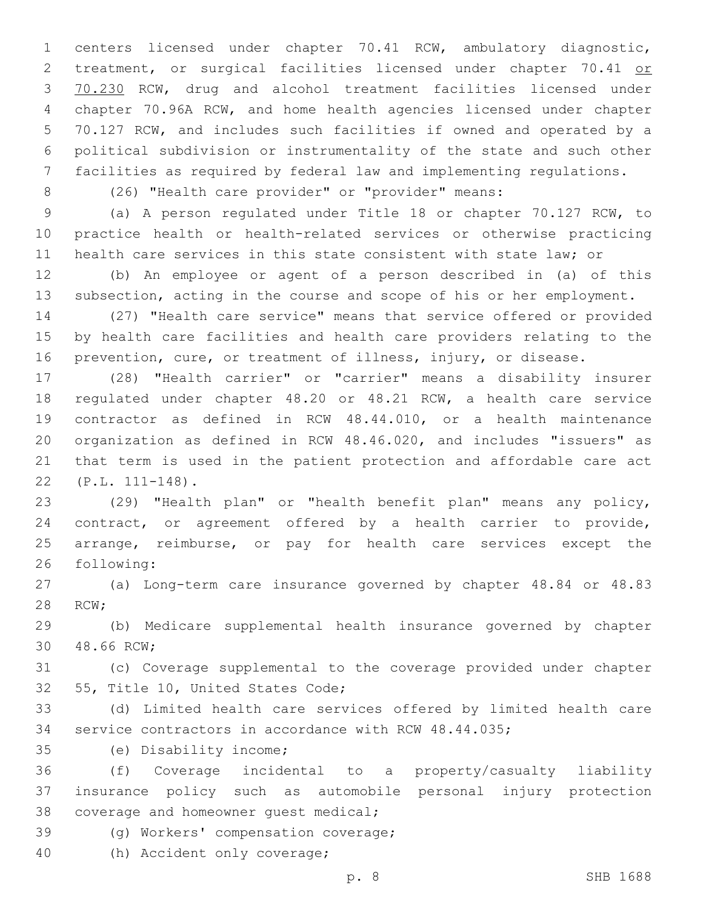centers licensed under chapter 70.41 RCW, ambulatory diagnostic, treatment, or surgical facilities licensed under chapter 70.41 <u>or 70.230</u> RCW, drug and alcohol treatment facilities licensed under chapter 70.96A RCW, and home health agencies licensed under chapter 70.127 RCW, and includes such facilities if owned and operated by a political subdivision or instrumentality of the state and such other facilities as required by federal law and implementing regulations.

(26) "Health care provider" or "provider" means:

(a) A person regulated under Title 18 or chapter 70.127 RCW, to practice health or health-related services or otherwise practicing health care services in this state consistent with state law; or

(b) An employee or agent of a person described in (a) of this subsection, acting in the course and scope of his or her employment.

(27) "Health care service" means that service offered or provided by health care facilities and health care providers relating to the prevention, cure, or treatment of illness, injury, or disease.

(28) "Health carrier" or "carrier" means a disability insurer regulated under chapter 48.20 or 48.21 RCW, a health care service contractor as defined in RCW 48.44.010, or a health maintenance organization as defined in RCW 48.46.020, and includes "issuers" as that term is used in the patient protection and affordable care act (P.L. 111-148).

(29) "Health plan" or "health benefit plan" means any policy, contract, or agreement offered by a health carrier to provide, arrange, reimburse, or pay for health care services except the following:

(a) Long-term care insurance governed by chapter 48.84 or 48.83 RCW;

(b) Medicare supplemental health insurance governed by chapter 48.66 RCW;

(c) Coverage supplemental to the coverage provided under chapter 55, Title 10, United States Code;

(d) Limited health care services offered by limited health care service contractors in accordance with RCW 48.44.035;

(e) Disability income;

(f) Coverage incidental to a property/casualty liability insurance policy such as automobile personal injury protection coverage and homeowner guest medical;

(g) Workers' compensation coverage;

(h) Accident only coverage;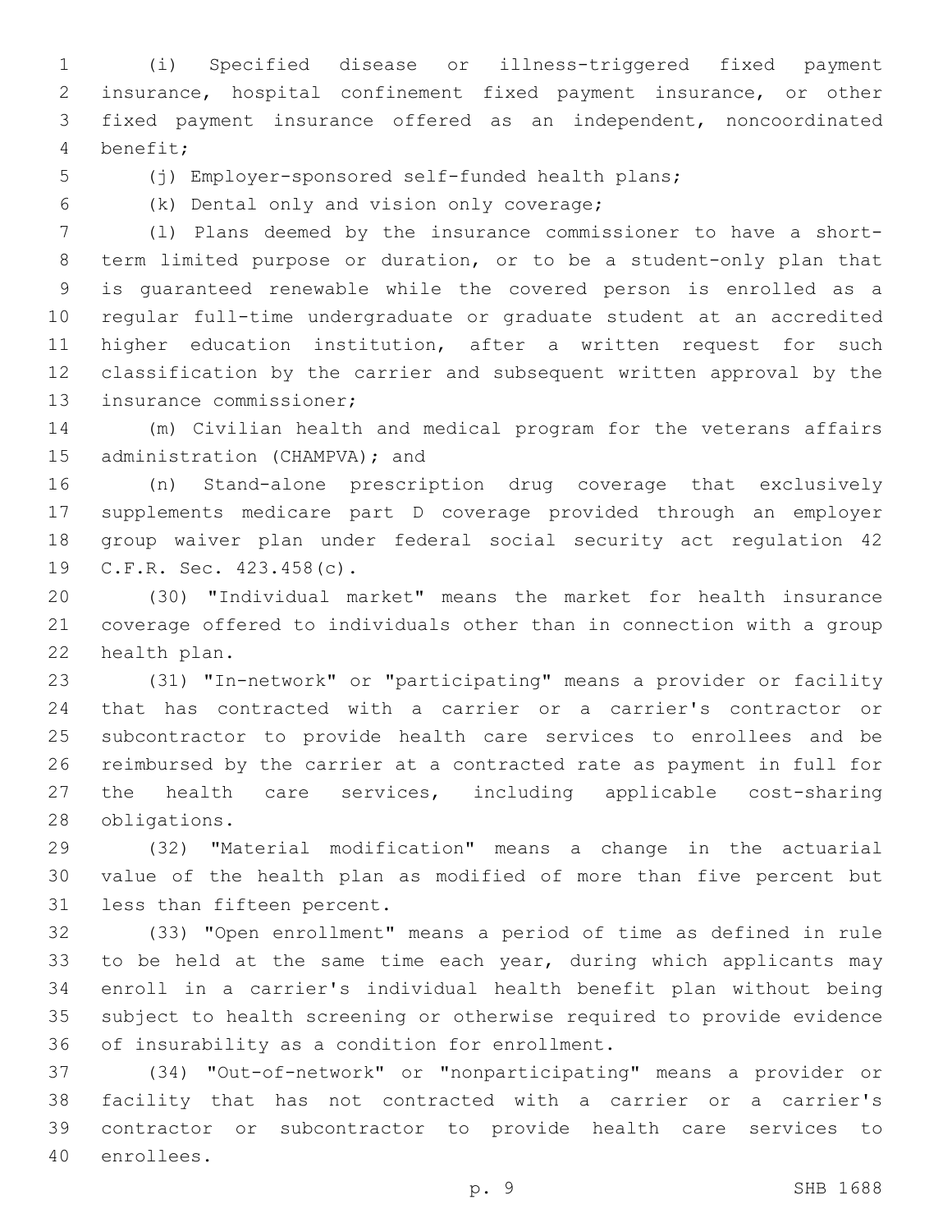(i) Specified disease or illness-triggered fixed payment insurance, hospital confinement fixed payment insurance, or other fixed payment insurance offered as an independent, noncoordinated benefit;

(j) Employer-sponsored self-funded health plans;

(k) Dental only and vision only coverage;

(l) Plans deemed by the insurance commissioner to have a short-term limited purpose or duration, or to be a student-only plan that is guaranteed renewable while the covered person is enrolled as a regular full-time undergraduate or graduate student at an accredited higher education institution, after a written request for such classification by the carrier and subsequent written approval by the insurance commissioner;

(m) Civilian health and medical program for the veterans affairs administration (CHAMPVA); and

(n) Stand-alone prescription drug coverage that exclusively supplements medicare part D coverage provided through an employer group waiver plan under federal social security act regulation 42 C.F.R. Sec. 423.458(c).

(30) "Individual market" means the market for health insurance coverage offered to individuals other than in connection with a group health plan.

(31) "In-network" or "participating" means a provider or facility that has contracted with a carrier or a carrier's contractor or subcontractor to provide health care services to enrollees and be reimbursed by the carrier at a contracted rate as payment in full for the health care services, including applicable cost-sharing obligations.

(32) "Material modification" means a change in the actuarial value of the health plan as modified of more than five percent but less than fifteen percent.

(33) "Open enrollment" means a period of time as defined in rule to be held at the same time each year, during which applicants may enroll in a carrier's individual health benefit plan without being subject to health screening or otherwise required to provide evidence of insurability as a condition for enrollment.

(34) "Out-of-network" or "nonparticipating" means a provider or facility that has not contracted with a carrier or a carrier's contractor or subcontractor to provide health care services to enrollees.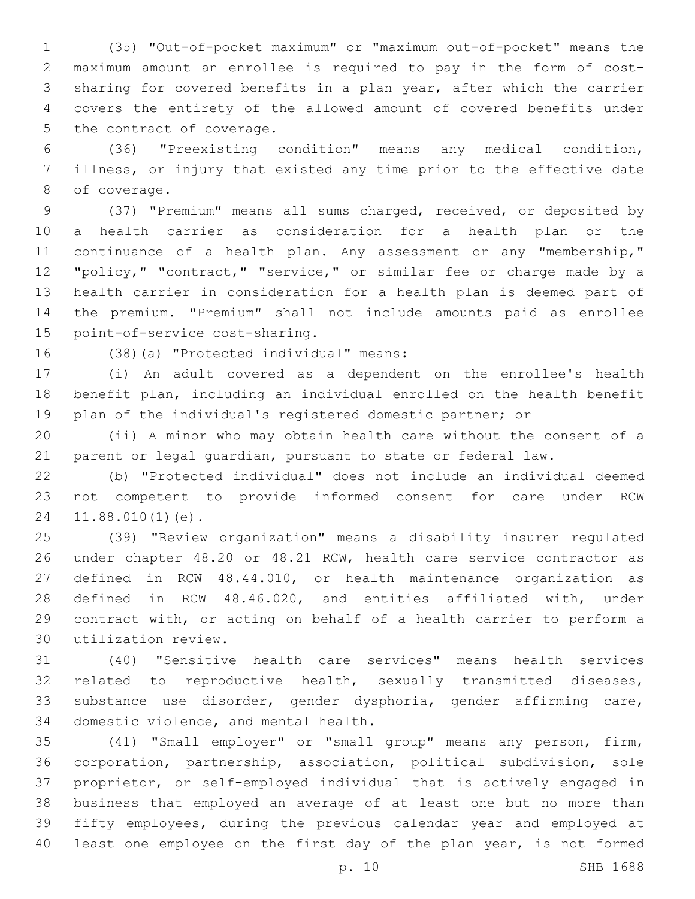(35) "Out-of-pocket maximum" or "maximum out-of-pocket" means the maximum amount an enrollee is required to pay in the form of cost-sharing for covered benefits in a plan year, after which the carrier covers the entirety of the allowed amount of covered benefits under the contract of coverage.

(36) "Preexisting condition" means any medical condition, illness, or injury that existed any time prior to the effective date of coverage.

(37) "Premium" means all sums charged, received, or deposited by a health carrier as consideration for a health plan or the continuance of a health plan. Any assessment or any "membership," "policy," "contract," "service," or similar fee or charge made by a health carrier in consideration for a health plan is deemed part of the premium. "Premium" shall not include amounts paid as enrollee point-of-service cost-sharing.

(38)(a) "Protected individual" means:

(i) An adult covered as a dependent on the enrollee's health benefit plan, including an individual enrolled on the health benefit plan of the individual's registered domestic partner; or

(ii) A minor who may obtain health care without the consent of a parent or legal guardian, pursuant to state or federal law.

(b) "Protected individual" does not include an individual deemed not competent to provide informed consent for care under RCW 11.88.010(1)(e).

(39) "Review organization" means a disability insurer regulated under chapter 48.20 or 48.21 RCW, health care service contractor as defined in RCW 48.44.010, or health maintenance organization as defined in RCW 48.46.020, and entities affiliated with, under contract with, or acting on behalf of a health carrier to perform a utilization review.

(40) "Sensitive health care services" means health services related to reproductive health, sexually transmitted diseases, substance use disorder, gender dysphoria, gender affirming care, domestic violence, and mental health.

(41) "Small employer" or "small group" means any person, firm, corporation, partnership, association, political subdivision, sole proprietor, or self-employed individual that is actively engaged in business that employed an average of at least one but no more than fifty employees, during the previous calendar year and employed at least one employee on the first day of the plan year, is not formed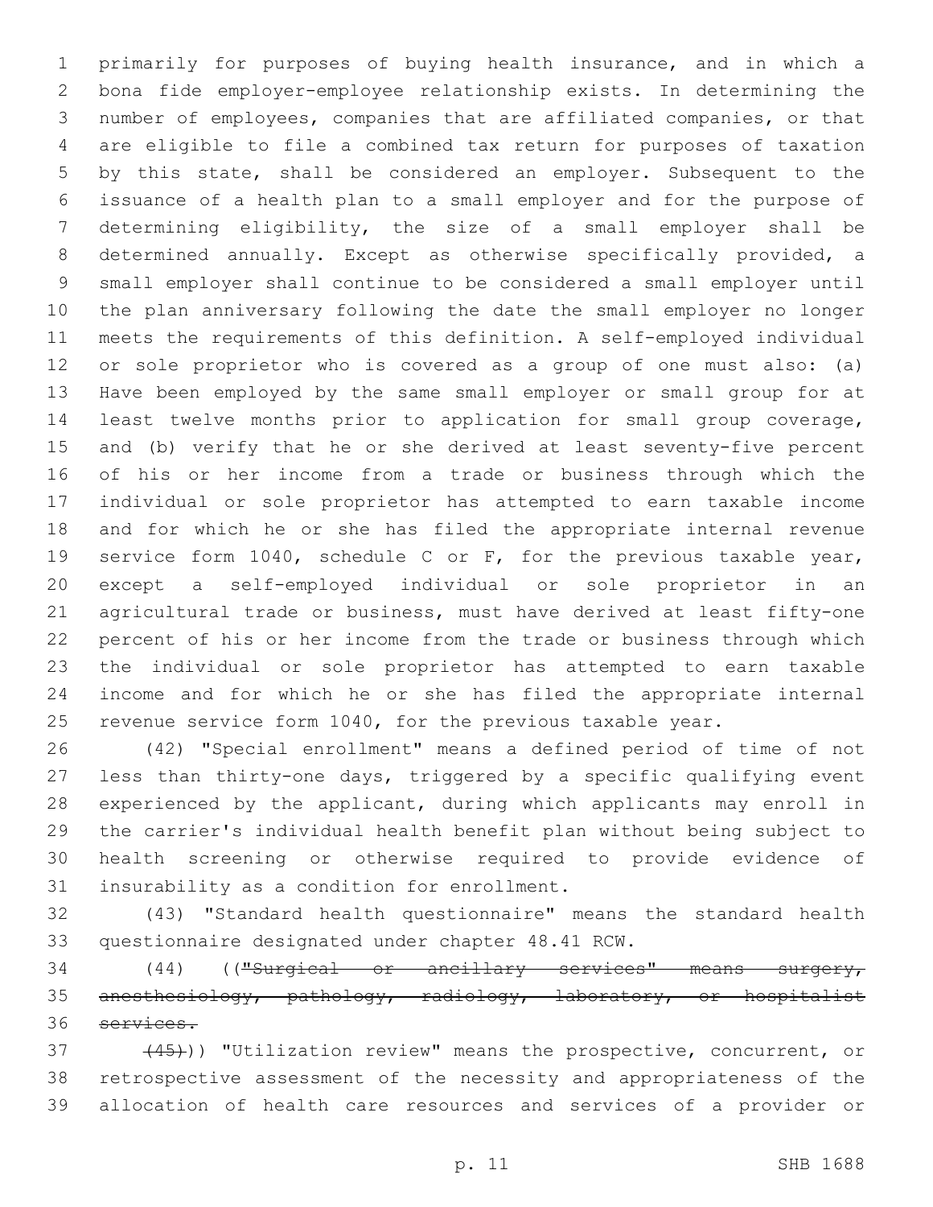primarily for purposes of buying health insurance, and in which a bona fide employer-employee relationship exists. In determining the number of employees, companies that are affiliated companies, or that are eligible to file a combined tax return for purposes of taxation by this state, shall be considered an employer. Subsequent to the issuance of a health plan to a small employer and for the purpose of determining eligibility, the size of a small employer shall be determined annually. Except as otherwise specifically provided, a small employer shall continue to be considered a small employer until the plan anniversary following the date the small employer no longer meets the requirements of this definition. A self-employed individual or sole proprietor who is covered as a group of one must also: (a) Have been employed by the same small employer or small group for at least twelve months prior to application for small group coverage, and (b) verify that he or she derived at least seventy-five percent of his or her income from a trade or business through which the individual or sole proprietor has attempted to earn taxable income and for which he or she has filed the appropriate internal revenue service form 1040, schedule C or F, for the previous taxable year, except a self-employed individual or sole proprietor in an agricultural trade or business, must have derived at least fifty-one percent of his or her income from the trade or business through which the individual or sole proprietor has attempted to earn taxable income and for which he or she has filed the appropriate internal revenue service form 1040, for the previous taxable year.

(42) "Special enrollment" means a defined period of time of not less than thirty-one days, triggered by a specific qualifying event experienced by the applicant, during which applicants may enroll in the carrier's individual health benefit plan without being subject to health screening or otherwise required to provide evidence of insurability as a condition for enrollment.

(43) "Standard health questionnaire" means the standard health questionnaire designated under chapter 48.41 RCW.

(44) ((~~"Surgical or ancillary services" means surgery, anesthesiology, pathology, radiology, laboratory, or hospitalist services.~~

~~(45)~~)) "Utilization review" means the prospective, concurrent, or retrospective assessment of the necessity and appropriateness of the allocation of health care resources and services of a provider or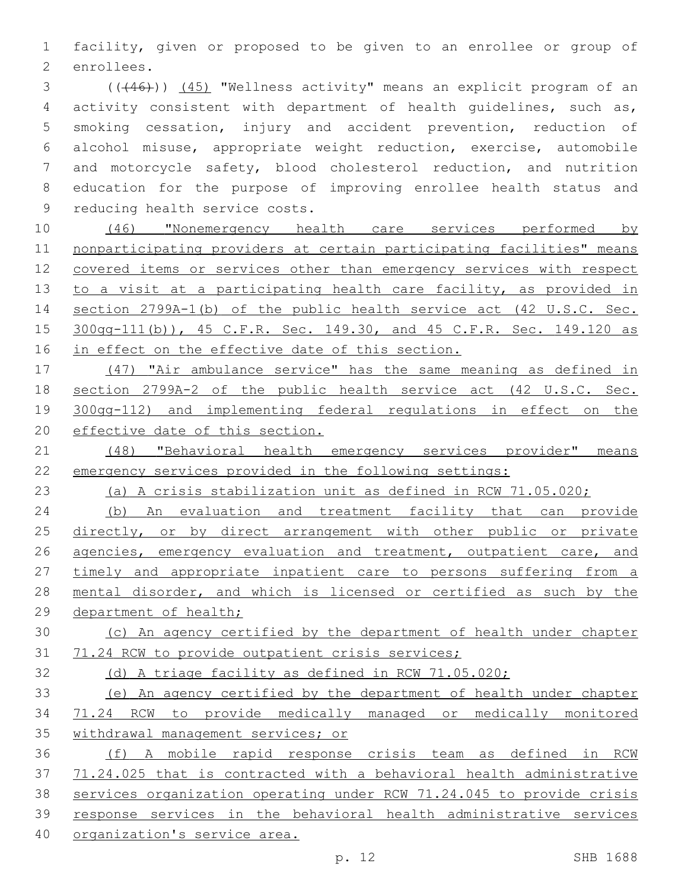facility, given or proposed to be given to an enrollee or group of enrollees.

(((46))) (45) "Wellness activity" means an explicit program of an activity consistent with department of health guidelines, such as, smoking cessation, injury and accident prevention, reduction of alcohol misuse, appropriate weight reduction, exercise, automobile and motorcycle safety, blood cholesterol reduction, and nutrition education for the purpose of improving enrollee health status and reducing health service costs.

(46) "Nonemergency health care services performed by nonparticipating providers at certain participating facilities" means covered items or services other than emergency services with respect to a visit at a participating health care facility, as provided in section 2799A-1(b) of the public health service act (42 U.S.C. Sec. 300gg-111(b)), 45 C.F.R. Sec. 149.30, and 45 C.F.R. Sec. 149.120 as in effect on the effective date of this section.

(47) "Air ambulance service" has the same meaning as defined in section 2799A-2 of the public health service act (42 U.S.C. Sec. 300gg-112) and implementing federal regulations in effect on the effective date of this section.

(48) "Behavioral health emergency services provider" means emergency services provided in the following settings:

(a) A crisis stabilization unit as defined in RCW 71.05.020;

(b) An evaluation and treatment facility that can provide directly, or by direct arrangement with other public or private agencies, emergency evaluation and treatment, outpatient care, and timely and appropriate inpatient care to persons suffering from a mental disorder, and which is licensed or certified as such by the department of health;

(c) An agency certified by the department of health under chapter 71.24 RCW to provide outpatient crisis services;

(d) A triage facility as defined in RCW 71.05.020;

(e) An agency certified by the department of health under chapter 71.24 RCW to provide medically managed or medically monitored withdrawal management services; or

(f) A mobile rapid response crisis team as defined in RCW 71.24.025 that is contracted with a behavioral health administrative services organization operating under RCW 71.24.045 to provide crisis response services in the behavioral health administrative services organization's service area.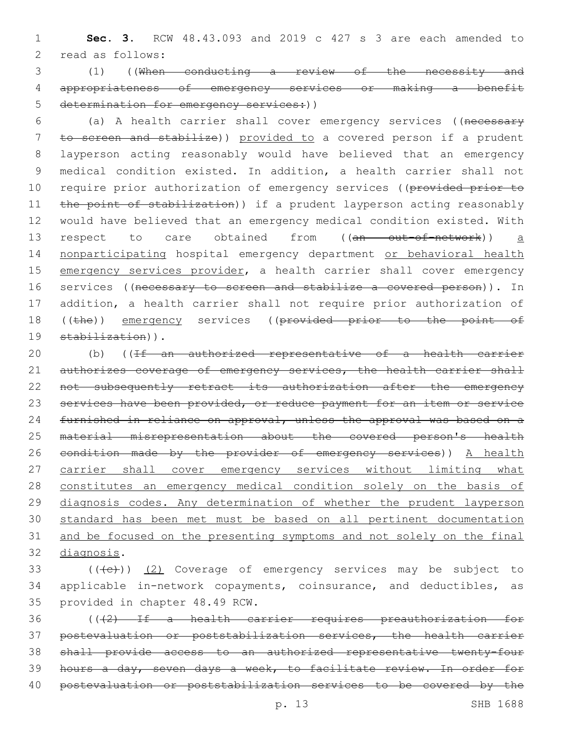**Sec. 3.** RCW 48.43.093 and 2019 c 427 s 3 are each amended to read as follows:

(1) ((~~When conducting a review of the necessity and appropriateness of emergency services or making a benefit determination for emergency services:~~))

(a) A health carrier shall cover emergency services ((~~necessary to screen and stabilize~~)) provided to a covered person if a prudent layperson acting reasonably would have believed that an emergency medical condition existed. In addition, a health carrier shall not require prior authorization of emergency services ((~~provided prior to the point of stabilization~~)) if a prudent layperson acting reasonably would have believed that an emergency medical condition existed. With respect to care obtained from ((~~an out-of-network~~)) a nonparticipating hospital emergency department or behavioral health emergency services provider, a health carrier shall cover emergency services ((~~necessary to screen and stabilize a covered person~~)). In addition, a health carrier shall not require prior authorization of ((~~the~~)) emergency services ((~~provided prior to the point of stabilization~~)).

(b) ((~~If an authorized representative of a health carrier authorizes coverage of emergency services, the health carrier shall not subsequently retract its authorization after the emergency services have been provided, or reduce payment for an item or service furnished in reliance on approval, unless the approval was based on a material misrepresentation about the covered person's health condition made by the provider of emergency services~~)) A health carrier shall cover emergency services without limiting what constitutes an emergency medical condition solely on the basis of diagnosis codes. Any determination of whether the prudent layperson standard has been met must be based on all pertinent documentation and be focused on the presenting symptoms and not solely on the final diagnosis.

((~~(c)~~)) (2) Coverage of emergency services may be subject to applicable in-network copayments, coinsurance, and deductibles, as provided in chapter 48.49 RCW.

((~~(2) If a health carrier requires preauthorization for postevaluation or poststabilization services, the health carrier shall provide access to an authorized representative twenty-four hours a day, seven days a week, to facilitate review. In order for postevaluation or poststabilization services to be covered by the~~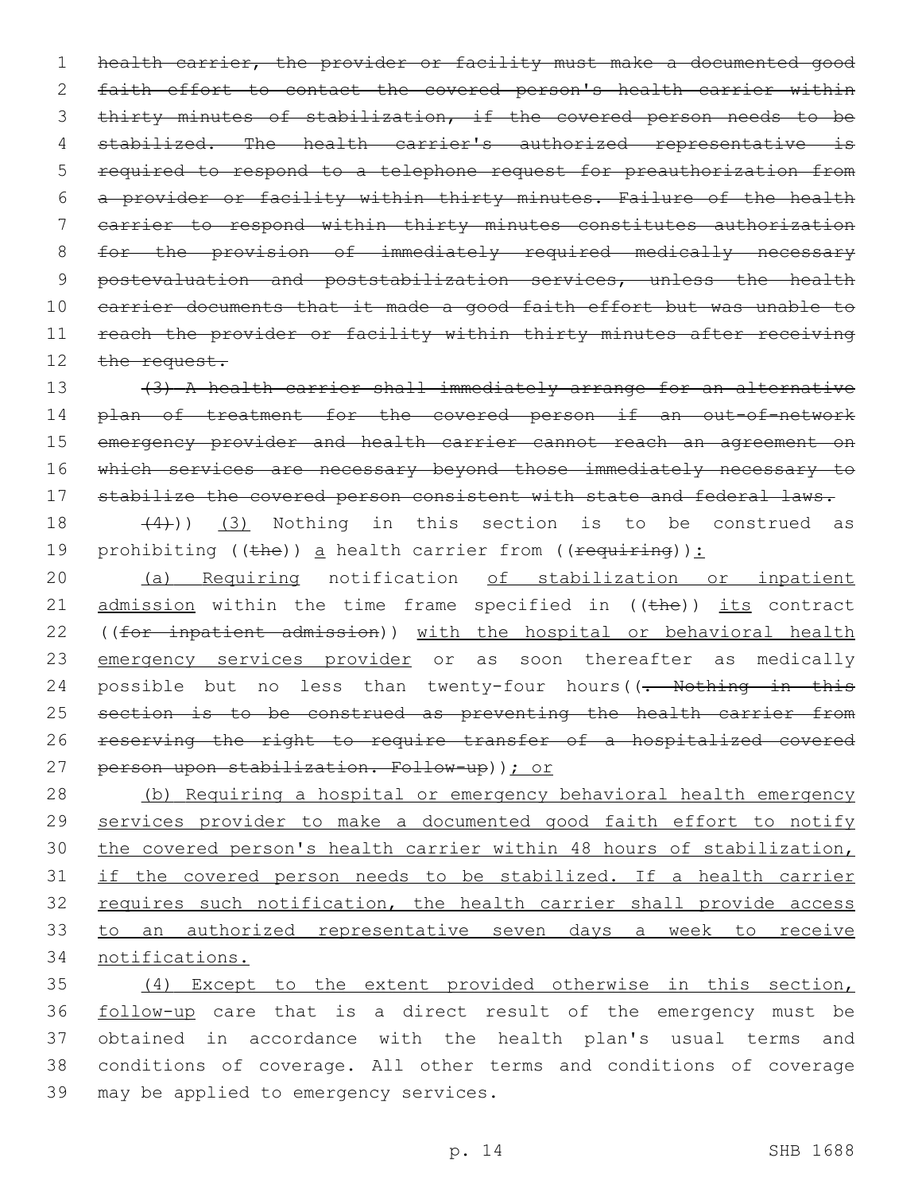~~health carrier, the provider or facility must make a documented good faith effort to contact the covered person's health carrier within thirty minutes of stabilization, if the covered person needs to be stabilized. The health carrier's authorized representative is required to respond to a telephone request for preauthorization from a provider or facility within thirty minutes. Failure of the health carrier to respond within thirty minutes constitutes authorization for the provision of immediately required medically necessary postevaluation and poststabilization services, unless the health carrier documents that it made a good faith effort but was unable to reach the provider or facility within thirty minutes after receiving the request.~~

~~(3) A health carrier shall immediately arrange for an alternative plan of treatment for the covered person if an out-of-network emergency provider and health carrier cannot reach an agreement on which services are necessary beyond those immediately necessary to stabilize the covered person consistent with state and federal laws.~~

~~(4)~~)) <u>(3)</u> Nothing in this section is to be construed as prohibiting ((~~the~~)) <u>a</u> health carrier from ((~~requiring~~))<u>:</u>

<u>(a) Requiring</u> notification <u>of stabilization or inpatient admission</u> within the time frame specified in ((~~the~~)) <u>its</u> contract ((~~for inpatient admission~~)) <u>with the hospital or behavioral health emergency services provider</u> or as soon thereafter as medically possible but no less than twenty-four hours((~~. Nothing in this section is to be construed as preventing the health carrier from reserving the right to require transfer of a hospitalized covered person upon stabilization. Follow-up~~))<u>; or</u>

<u>(b) Requiring a hospital or emergency behavioral health emergency services provider to make a documented good faith effort to notify the covered person's health carrier within 48 hours of stabilization, if the covered person needs to be stabilized. If a health carrier requires such notification, the health carrier shall provide access to an authorized representative seven days a week to receive notifications.</u>

<u>(4) Except to the extent provided otherwise in this section, follow-up</u> care that is a direct result of the emergency must be obtained in accordance with the health plan's usual terms and conditions of coverage. All other terms and conditions of coverage may be applied to emergency services.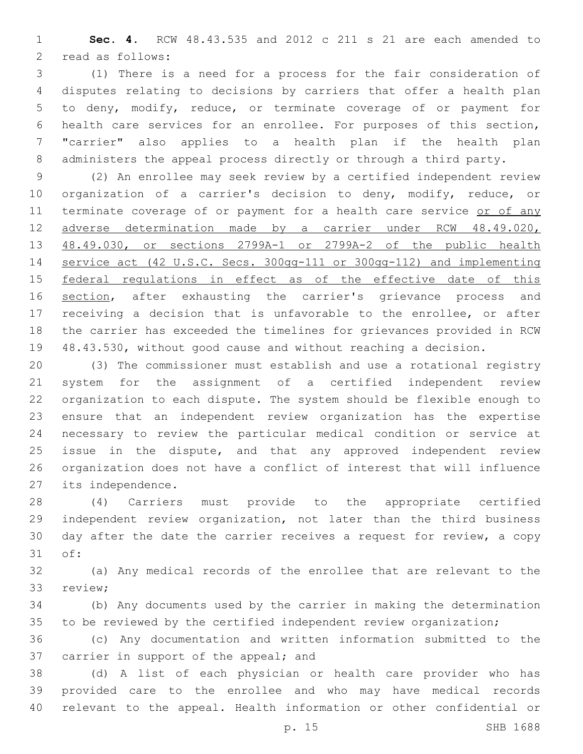**Sec. 4.** RCW 48.43.535 and 2012 c 211 s 21 are each amended to read as follows:

(1) There is a need for a process for the fair consideration of disputes relating to decisions by carriers that offer a health plan to deny, modify, reduce, or terminate coverage of or payment for health care services for an enrollee. For purposes of this section, "carrier" also applies to a health plan if the health plan administers the appeal process directly or through a third party.

(2) An enrollee may seek review by a certified independent review organization of a carrier's decision to deny, modify, reduce, or terminate coverage of or payment for a health care service <u>or of any adverse determination made by a carrier under RCW 48.49.020, 48.49.030, or sections 2799A-1 or 2799A-2 of the public health service act (42 U.S.C. Secs. 300gg-111 or 300gg-112) and implementing federal regulations in effect as of the effective date of this section</u>, after exhausting the carrier's grievance process and receiving a decision that is unfavorable to the enrollee, or after the carrier has exceeded the timelines for grievances provided in RCW 48.43.530, without good cause and without reaching a decision.

(3) The commissioner must establish and use a rotational registry system for the assignment of a certified independent review organization to each dispute. The system should be flexible enough to ensure that an independent review organization has the expertise necessary to review the particular medical condition or service at issue in the dispute, and that any approved independent review organization does not have a conflict of interest that will influence its independence.

(4) Carriers must provide to the appropriate certified independent review organization, not later than the third business day after the date the carrier receives a request for review, a copy of:

(a) Any medical records of the enrollee that are relevant to the review;

(b) Any documents used by the carrier in making the determination to be reviewed by the certified independent review organization;

(c) Any documentation and written information submitted to the carrier in support of the appeal; and

(d) A list of each physician or health care provider who has provided care to the enrollee and who may have medical records relevant to the appeal. Health information or other confidential or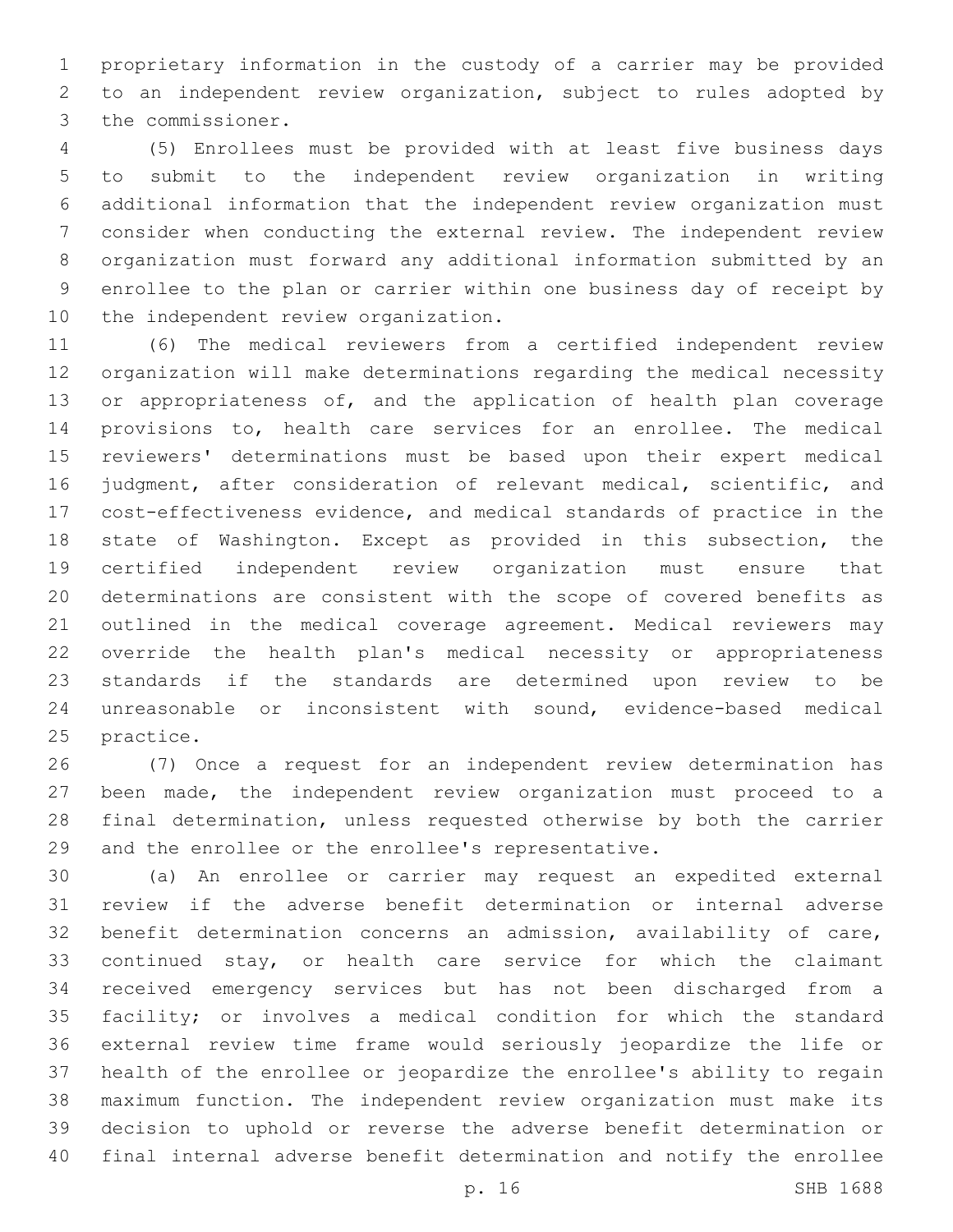proprietary information in the custody of a carrier may be provided to an independent review organization, subject to rules adopted by the commissioner.

(5) Enrollees must be provided with at least five business days to submit to the independent review organization in writing additional information that the independent review organization must consider when conducting the external review. The independent review organization must forward any additional information submitted by an enrollee to the plan or carrier within one business day of receipt by the independent review organization.

(6) The medical reviewers from a certified independent review organization will make determinations regarding the medical necessity or appropriateness of, and the application of health plan coverage provisions to, health care services for an enrollee. The medical reviewers' determinations must be based upon their expert medical judgment, after consideration of relevant medical, scientific, and cost-effectiveness evidence, and medical standards of practice in the state of Washington. Except as provided in this subsection, the certified independent review organization must ensure that determinations are consistent with the scope of covered benefits as outlined in the medical coverage agreement. Medical reviewers may override the health plan's medical necessity or appropriateness standards if the standards are determined upon review to be unreasonable or inconsistent with sound, evidence-based medical practice.

(7) Once a request for an independent review determination has been made, the independent review organization must proceed to a final determination, unless requested otherwise by both the carrier and the enrollee or the enrollee's representative.

(a) An enrollee or carrier may request an expedited external review if the adverse benefit determination or internal adverse benefit determination concerns an admission, availability of care, continued stay, or health care service for which the claimant received emergency services but has not been discharged from a facility; or involves a medical condition for which the standard external review time frame would seriously jeopardize the life or health of the enrollee or jeopardize the enrollee's ability to regain maximum function. The independent review organization must make its decision to uphold or reverse the adverse benefit determination or final internal adverse benefit determination and notify the enrollee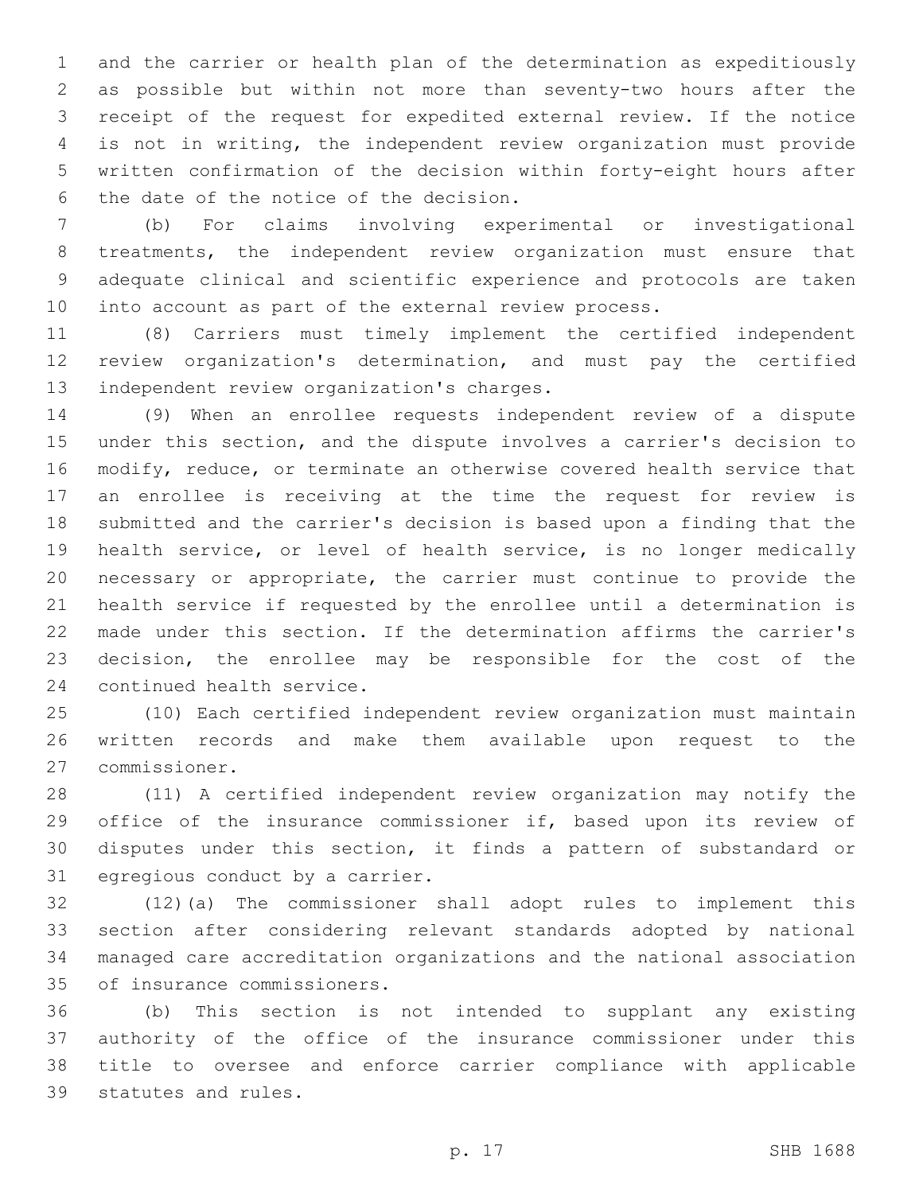and the carrier or health plan of the determination as expeditiously as possible but within not more than seventy-two hours after the receipt of the request for expedited external review. If the notice is not in writing, the independent review organization must provide written confirmation of the decision within forty-eight hours after the date of the notice of the decision.

(b) For claims involving experimental or investigational treatments, the independent review organization must ensure that adequate clinical and scientific experience and protocols are taken into account as part of the external review process.

(8) Carriers must timely implement the certified independent review organization's determination, and must pay the certified independent review organization's charges.

(9) When an enrollee requests independent review of a dispute under this section, and the dispute involves a carrier's decision to modify, reduce, or terminate an otherwise covered health service that an enrollee is receiving at the time the request for review is submitted and the carrier's decision is based upon a finding that the health service, or level of health service, is no longer medically necessary or appropriate, the carrier must continue to provide the health service if requested by the enrollee until a determination is made under this section. If the determination affirms the carrier's decision, the enrollee may be responsible for the cost of the continued health service.

(10) Each certified independent review organization must maintain written records and make them available upon request to the commissioner.

(11) A certified independent review organization may notify the office of the insurance commissioner if, based upon its review of disputes under this section, it finds a pattern of substandard or egregious conduct by a carrier.

(12)(a) The commissioner shall adopt rules to implement this section after considering relevant standards adopted by national managed care accreditation organizations and the national association of insurance commissioners.

(b) This section is not intended to supplant any existing authority of the office of the insurance commissioner under this title to oversee and enforce carrier compliance with applicable statutes and rules.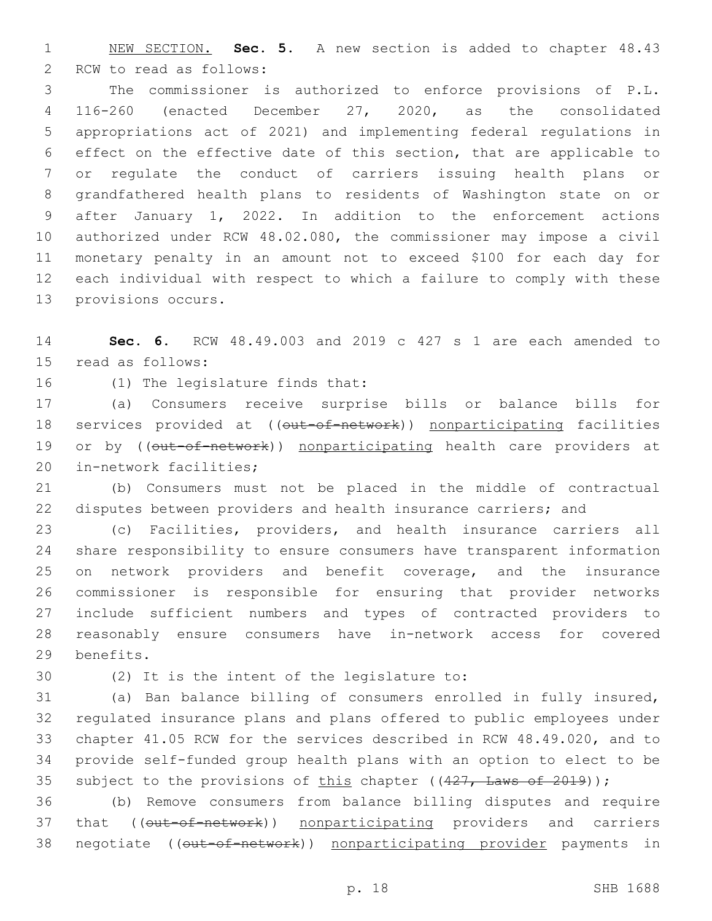NEW SECTION. **Sec. 5.** A new section is added to chapter 48.43 RCW to read as follows:

The commissioner is authorized to enforce provisions of P.L. 116-260 (enacted December 27, 2020, as the consolidated appropriations act of 2021) and implementing federal regulations in effect on the effective date of this section, that are applicable to or regulate the conduct of carriers issuing health plans or grandfathered health plans to residents of Washington state on or after January 1, 2022. In addition to the enforcement actions authorized under RCW 48.02.080, the commissioner may impose a civil monetary penalty in an amount not to exceed $100 for each day for each individual with respect to which a failure to comply with these provisions occurs.

**Sec. 6.** RCW 48.49.003 and 2019 c 427 s 1 are each amended to read as follows:

(1) The legislature finds that:

(a) Consumers receive surprise bills or balance bills for services provided at ((~~out-of-network~~)) nonparticipating facilities or by ((~~out-of-network~~)) nonparticipating health care providers at in-network facilities;

(b) Consumers must not be placed in the middle of contractual disputes between providers and health insurance carriers; and

(c) Facilities, providers, and health insurance carriers all share responsibility to ensure consumers have transparent information on network providers and benefit coverage, and the insurance commissioner is responsible for ensuring that provider networks include sufficient numbers and types of contracted providers to reasonably ensure consumers have in-network access for covered benefits.

(2) It is the intent of the legislature to:

(a) Ban balance billing of consumers enrolled in fully insured, regulated insurance plans and plans offered to public employees under chapter 41.05 RCW for the services described in RCW 48.49.020, and to provide self-funded group health plans with an option to elect to be subject to the provisions of this chapter ((~~427, Laws of 2019~~));

(b) Remove consumers from balance billing disputes and require that ((~~out-of-network~~)) nonparticipating providers and carriers negotiate ((~~out-of-network~~)) nonparticipating provider payments in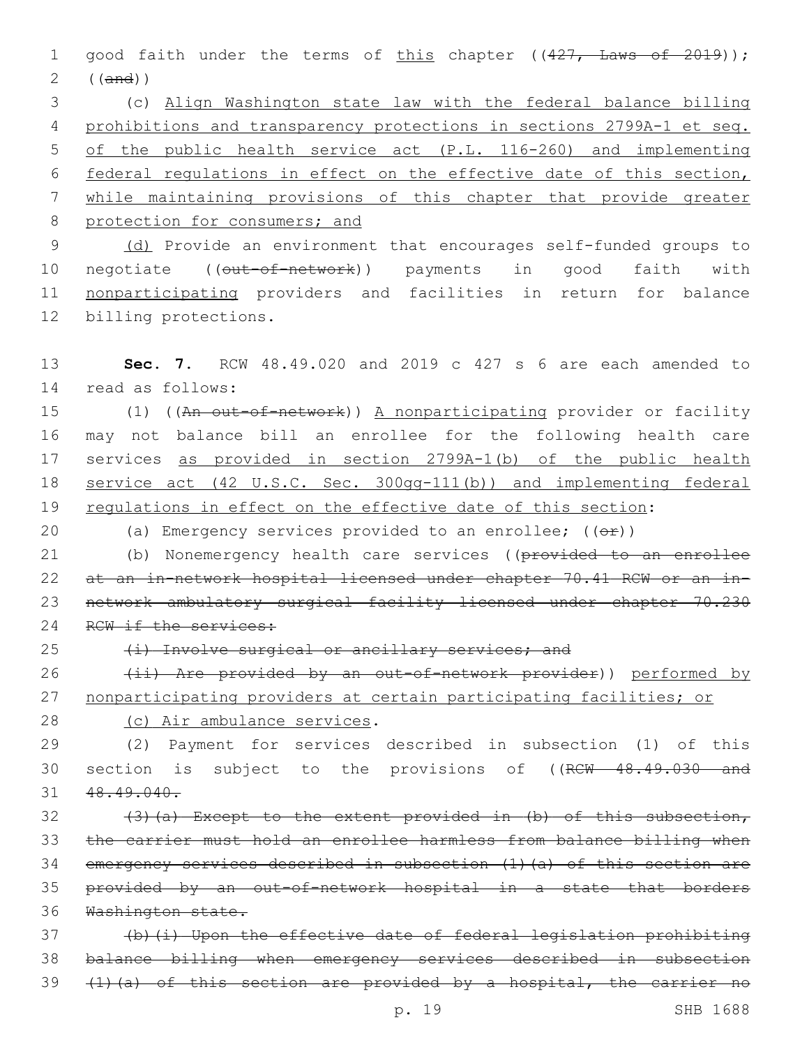good faith under the terms of this chapter ((~~427, Laws of 2019~~)); ((~~and~~))

(c) Align Washington state law with the federal balance billing prohibitions and transparency protections in sections 2799A-1 et seq. of the public health service act (P.L. 116-260) and implementing federal regulations in effect on the effective date of this section, while maintaining provisions of this chapter that provide greater protection for consumers; and

(d) Provide an environment that encourages self-funded groups to negotiate ((~~out-of-network~~)) payments in good faith with nonparticipating providers and facilities in return for balance billing protections.

**Sec. 7.** RCW 48.49.020 and 2019 c 427 s 6 are each amended to read as follows:

(1) ((~~An out-of-network~~)) A nonparticipating provider or facility may not balance bill an enrollee for the following health care services as provided in section 2799A-1(b) of the public health service act (42 U.S.C. Sec. 300gg-111(b)) and implementing federal regulations in effect on the effective date of this section:

(a) Emergency services provided to an enrollee; ((~~or~~))

(b) Nonemergency health care services ((~~provided to an enrollee at an in-network hospital licensed under chapter 70.41 RCW or an in-network ambulatory surgical facility licensed under chapter 70.230 RCW if the services:~~

~~(i) Involve surgical or ancillary services; and~~

~~(ii) Are provided by an out-of-network provider~~)) performed by nonparticipating providers at certain participating facilities; or

(c) Air ambulance services.

(2) Payment for services described in subsection (1) of this section is subject to the provisions of ((~~RCW 48.49.030 and 48.49.040.~~

~~(3)(a) Except to the extent provided in (b) of this subsection, the carrier must hold an enrollee harmless from balance billing when emergency services described in subsection (1)(a) of this section are provided by an out-of-network hospital in a state that borders Washington state.~~

~~(b)(i) Upon the effective date of federal legislation prohibiting balance billing when emergency services described in subsection (1)(a) of this section are provided by a hospital, the carrier no~~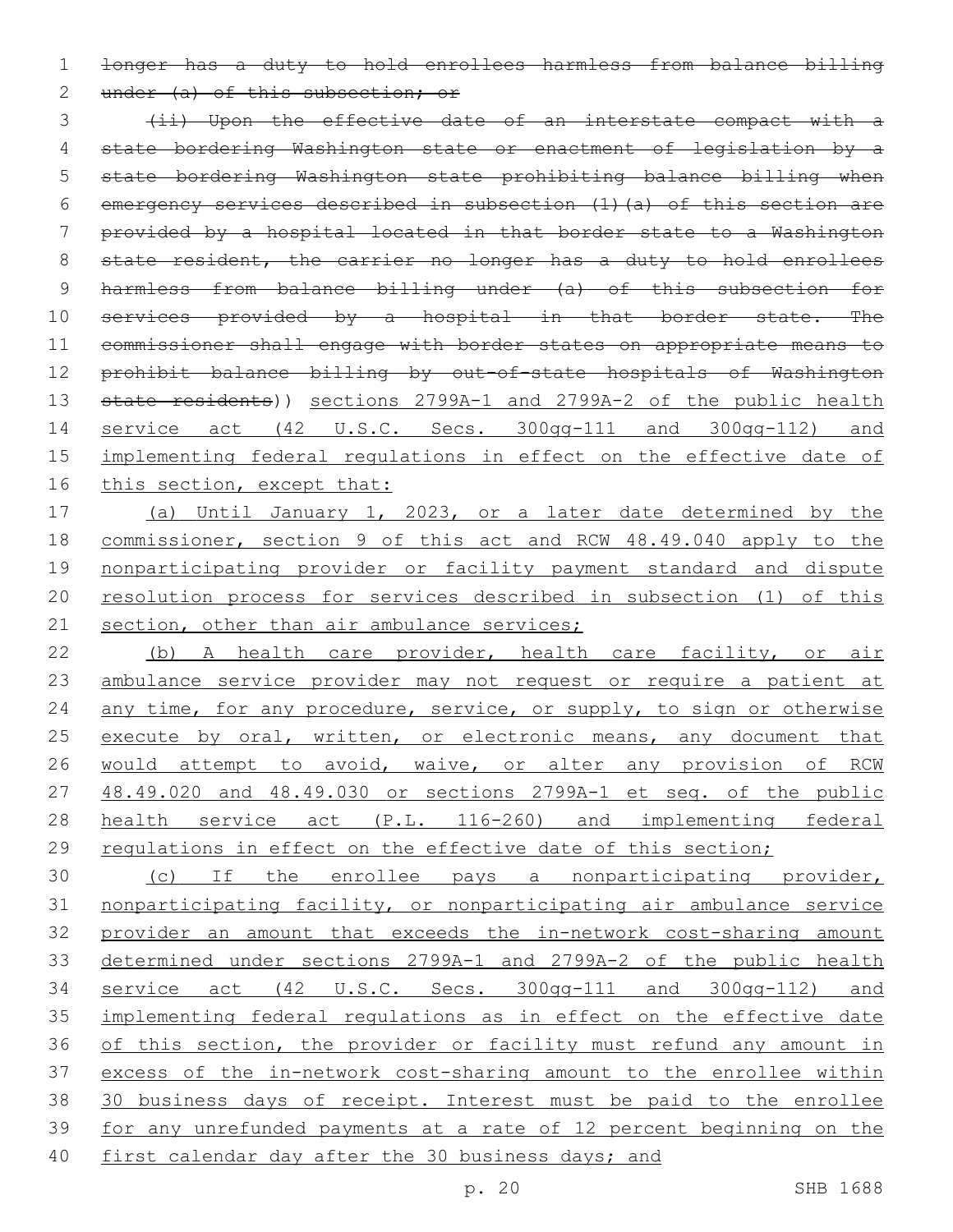~~longer has a duty to hold enrollees harmless from balance billing under (a) of this subsection; or~~

~~(ii) Upon the effective date of an interstate compact with a state bordering Washington state or enactment of legislation by a state bordering Washington state prohibiting balance billing when emergency services described in subsection (1)(a) of this section are provided by a hospital located in that border state to a Washington state resident, the carrier no longer has a duty to hold enrollees harmless from balance billing under (a) of this subsection for services provided by a hospital in that border state. The commissioner shall engage with border states on appropriate means to prohibit balance billing by out-of-state hospitals of Washington state residents~~)) <u>sections 2799A-1 and 2799A-2 of the public health service act (42 U.S.C. Secs. 300gg-111 and 300gg-112) and implementing federal regulations in effect on the effective date of this section, except that:</u>

<u>(a) Until January 1, 2023, or a later date determined by the commissioner, section 9 of this act and RCW 48.49.040 apply to the nonparticipating provider or facility payment standard and dispute resolution process for services described in subsection (1) of this section, other than air ambulance services;</u>

<u>(b) A health care provider, health care facility, or air ambulance service provider may not request or require a patient at any time, for any procedure, service, or supply, to sign or otherwise execute by oral, written, or electronic means, any document that would attempt to avoid, waive, or alter any provision of RCW 48.49.020 and 48.49.030 or sections 2799A-1 et seq. of the public health service act (P.L. 116-260) and implementing federal regulations in effect on the effective date of this section;</u>

<u>(c) If the enrollee pays a nonparticipating provider, nonparticipating facility, or nonparticipating air ambulance service provider an amount that exceeds the in-network cost-sharing amount determined under sections 2799A-1 and 2799A-2 of the public health service act (42 U.S.C. Secs. 300gg-111 and 300gg-112) and implementing federal regulations as in effect on the effective date of this section, the provider or facility must refund any amount in excess of the in-network cost-sharing amount to the enrollee within 30 business days of receipt. Interest must be paid to the enrollee for any unrefunded payments at a rate of 12 percent beginning on the first calendar day after the 30 business days; and</u>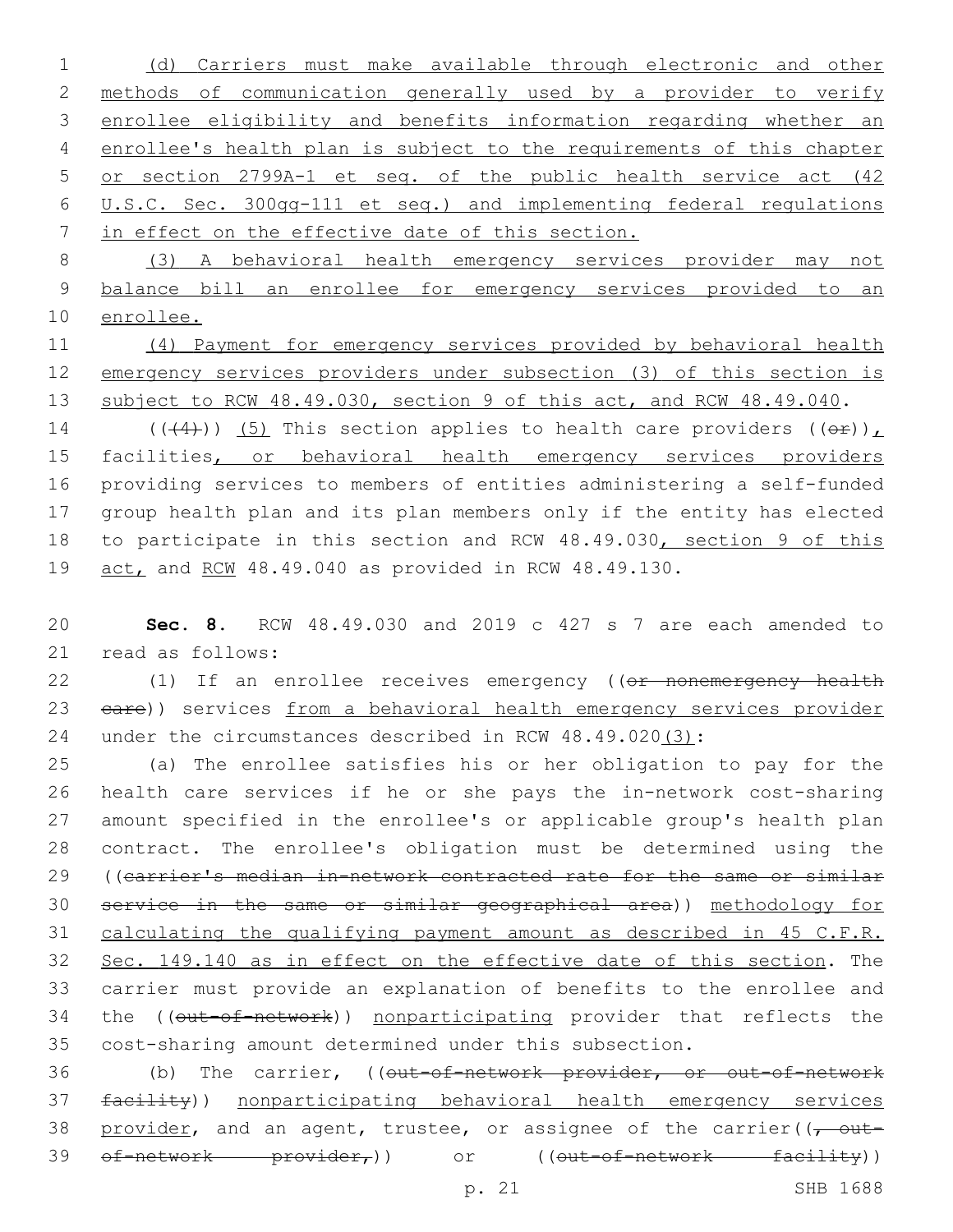(d) Carriers must make available through electronic and other methods of communication generally used by a provider to verify enrollee eligibility and benefits information regarding whether an enrollee's health plan is subject to the requirements of this chapter or section 2799A-1 et seq. of the public health service act (42 U.S.C. Sec. 300gg-111 et seq.) and implementing federal regulations in effect on the effective date of this section.

(3) A behavioral health emergency services provider may not balance bill an enrollee for emergency services provided to an enrollee.

(4) Payment for emergency services provided by behavioral health emergency services providers under subsection (3) of this section is subject to RCW 48.49.030, section 9 of this act, and RCW 48.49.040.

(((4))) (5) This section applies to health care providers ((or)), facilities, or behavioral health emergency services providers providing services to members of entities administering a self-funded group health plan and its plan members only if the entity has elected to participate in this section and RCW 48.49.030, section 9 of this act, and RCW 48.49.040 as provided in RCW 48.49.130.

**Sec. 8.** RCW 48.49.030 and 2019 c 427 s 7 are each amended to read as follows:

(1) If an enrollee receives emergency ((~~or nonemergency health care~~)) services from a behavioral health emergency services provider under the circumstances described in RCW 48.49.020(3):

(a) The enrollee satisfies his or her obligation to pay for the health care services if he or she pays the in-network cost-sharing amount specified in the enrollee's or applicable group's health plan contract. The enrollee's obligation must be determined using the ((~~carrier's median in-network contracted rate for the same or similar service in the same or similar geographical area~~)) methodology for calculating the qualifying payment amount as described in 45 C.F.R. Sec. 149.140 as in effect on the effective date of this section. The carrier must provide an explanation of benefits to the enrollee and the ((~~out-of-network~~)) nonparticipating provider that reflects the cost-sharing amount determined under this subsection.

(b) The carrier, ((~~out-of-network provider, or out-of-network facility~~)) nonparticipating behavioral health emergency services provider, and an agent, trustee, or assignee of the carrier((~~, out-of-network provider,~~)) or ((~~out-of-network facility~~))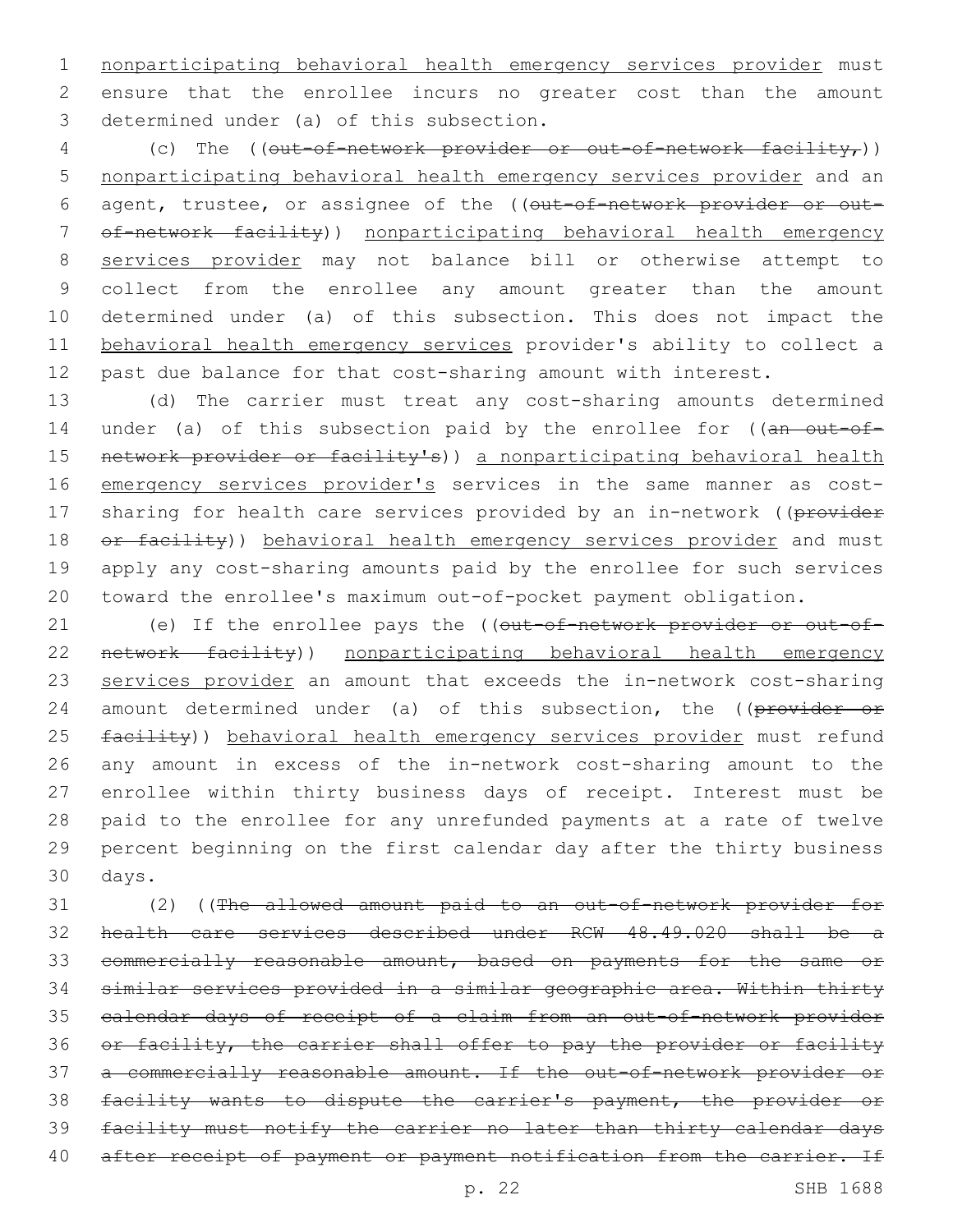nonparticipating behavioral health emergency services provider must ensure that the enrollee incurs no greater cost than the amount determined under (a) of this subsection.

(c) The ((~~out-of-network provider or out-of-network facility,~~)) nonparticipating behavioral health emergency services provider and an agent, trustee, or assignee of the ((~~out-of-network provider or out-of-network facility~~)) nonparticipating behavioral health emergency services provider may not balance bill or otherwise attempt to collect from the enrollee any amount greater than the amount determined under (a) of this subsection. This does not impact the behavioral health emergency services provider's ability to collect a past due balance for that cost-sharing amount with interest.

(d) The carrier must treat any cost-sharing amounts determined under (a) of this subsection paid by the enrollee for ((~~an out-of-network provider or facility's~~)) a nonparticipating behavioral health emergency services provider's services in the same manner as cost-sharing for health care services provided by an in-network ((~~provider or facility~~)) behavioral health emergency services provider and must apply any cost-sharing amounts paid by the enrollee for such services toward the enrollee's maximum out-of-pocket payment obligation.

(e) If the enrollee pays the ((~~out-of-network provider or out-of-network facility~~)) nonparticipating behavioral health emergency services provider an amount that exceeds the in-network cost-sharing amount determined under (a) of this subsection, the ((~~provider or facility~~)) behavioral health emergency services provider must refund any amount in excess of the in-network cost-sharing amount to the enrollee within thirty business days of receipt. Interest must be paid to the enrollee for any unrefunded payments at a rate of twelve percent beginning on the first calendar day after the thirty business days.

(2) ((~~The allowed amount paid to an out-of-network provider for health care services described under RCW 48.49.020 shall be a commercially reasonable amount, based on payments for the same or similar services provided in a similar geographic area. Within thirty calendar days of receipt of a claim from an out-of-network provider or facility, the carrier shall offer to pay the provider or facility a commercially reasonable amount. If the out-of-network provider or facility wants to dispute the carrier's payment, the provider or facility must notify the carrier no later than thirty calendar days after receipt of payment or payment notification from the carrier. If~~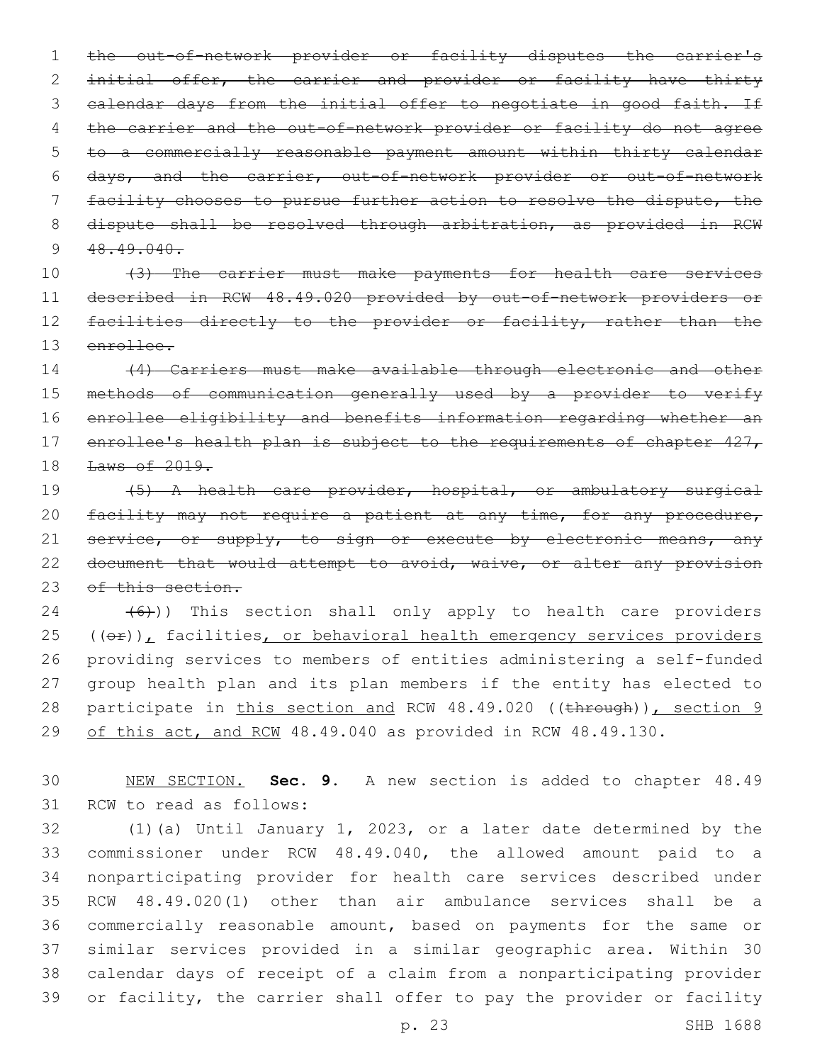~~the out-of-network provider or facility disputes the carrier's initial offer, the carrier and provider or facility have thirty calendar days from the initial offer to negotiate in good faith. If the carrier and the out-of-network provider or facility do not agree to a commercially reasonable payment amount within thirty calendar days, and the carrier, out-of-network provider or out-of-network facility chooses to pursue further action to resolve the dispute, the dispute shall be resolved through arbitration, as provided in RCW 48.49.040.~~

~~(3) The carrier must make payments for health care services described in RCW 48.49.020 provided by out-of-network providers or facilities directly to the provider or facility, rather than the enrollee.~~

~~(4) Carriers must make available through electronic and other methods of communication generally used by a provider to verify enrollee eligibility and benefits information regarding whether an enrollee's health plan is subject to the requirements of chapter 427, Laws of 2019.~~

~~(5) A health care provider, hospital, or ambulatory surgical facility may not require a patient at any time, for any procedure, service, or supply, to sign or execute by electronic means, any document that would attempt to avoid, waive, or alter any provision of this section.~~

~~(6)~~)) This section shall only apply to health care providers ((~~or~~))<u>,</u> facilities<u>, or behavioral health emergency services providers</u> providing services to members of entities administering a self-funded group health plan and its plan members if the entity has elected to participate in <u>this section and</u> RCW 48.49.020 ((~~through~~))<u>, section 9 of this act, and RCW</u> 48.49.040 as provided in RCW 48.49.130.

<u>NEW SECTION.</u> **Sec. 9.** A new section is added to chapter 48.49 RCW to read as follows:

(1)(a) Until January 1, 2023, or a later date determined by the commissioner under RCW 48.49.040, the allowed amount paid to a nonparticipating provider for health care services described under RCW 48.49.020(1) other than air ambulance services shall be a commercially reasonable amount, based on payments for the same or similar services provided in a similar geographic area. Within 30 calendar days of receipt of a claim from a nonparticipating provider or facility, the carrier shall offer to pay the provider or facility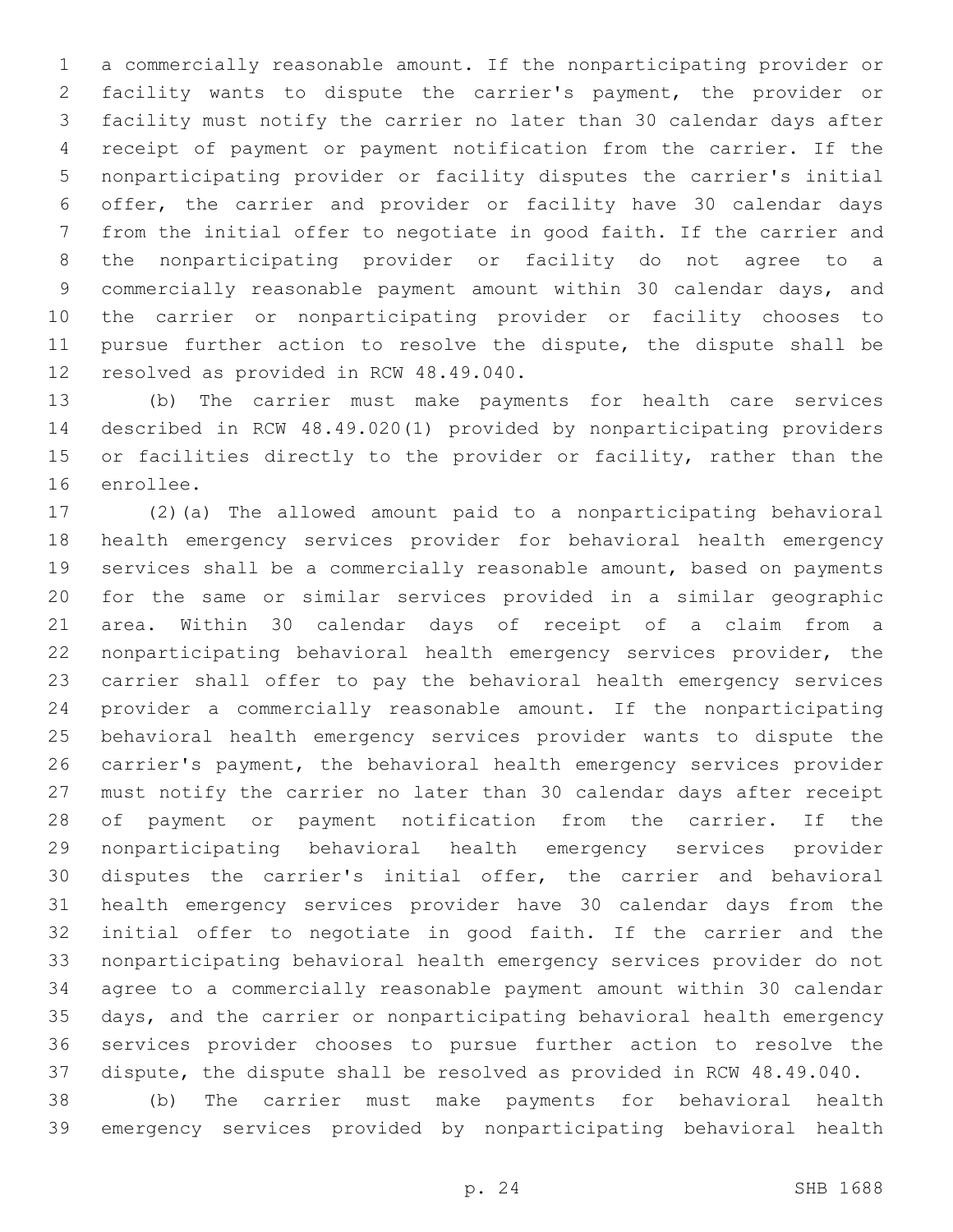a commercially reasonable amount. If the nonparticipating provider or facility wants to dispute the carrier's payment, the provider or facility must notify the carrier no later than 30 calendar days after receipt of payment or payment notification from the carrier. If the nonparticipating provider or facility disputes the carrier's initial offer, the carrier and provider or facility have 30 calendar days from the initial offer to negotiate in good faith. If the carrier and the nonparticipating provider or facility do not agree to a commercially reasonable payment amount within 30 calendar days, and the carrier or nonparticipating provider or facility chooses to pursue further action to resolve the dispute, the dispute shall be resolved as provided in RCW 48.49.040.

(b) The carrier must make payments for health care services described in RCW 48.49.020(1) provided by nonparticipating providers or facilities directly to the provider or facility, rather than the enrollee.

(2)(a) The allowed amount paid to a nonparticipating behavioral health emergency services provider for behavioral health emergency services shall be a commercially reasonable amount, based on payments for the same or similar services provided in a similar geographic area. Within 30 calendar days of receipt of a claim from a nonparticipating behavioral health emergency services provider, the carrier shall offer to pay the behavioral health emergency services provider a commercially reasonable amount. If the nonparticipating behavioral health emergency services provider wants to dispute the carrier's payment, the behavioral health emergency services provider must notify the carrier no later than 30 calendar days after receipt of payment or payment notification from the carrier. If the nonparticipating behavioral health emergency services provider disputes the carrier's initial offer, the carrier and behavioral health emergency services provider have 30 calendar days from the initial offer to negotiate in good faith. If the carrier and the nonparticipating behavioral health emergency services provider do not agree to a commercially reasonable payment amount within 30 calendar days, and the carrier or nonparticipating behavioral health emergency services provider chooses to pursue further action to resolve the dispute, the dispute shall be resolved as provided in RCW 48.49.040.

(b) The carrier must make payments for behavioral health emergency services provided by nonparticipating behavioral health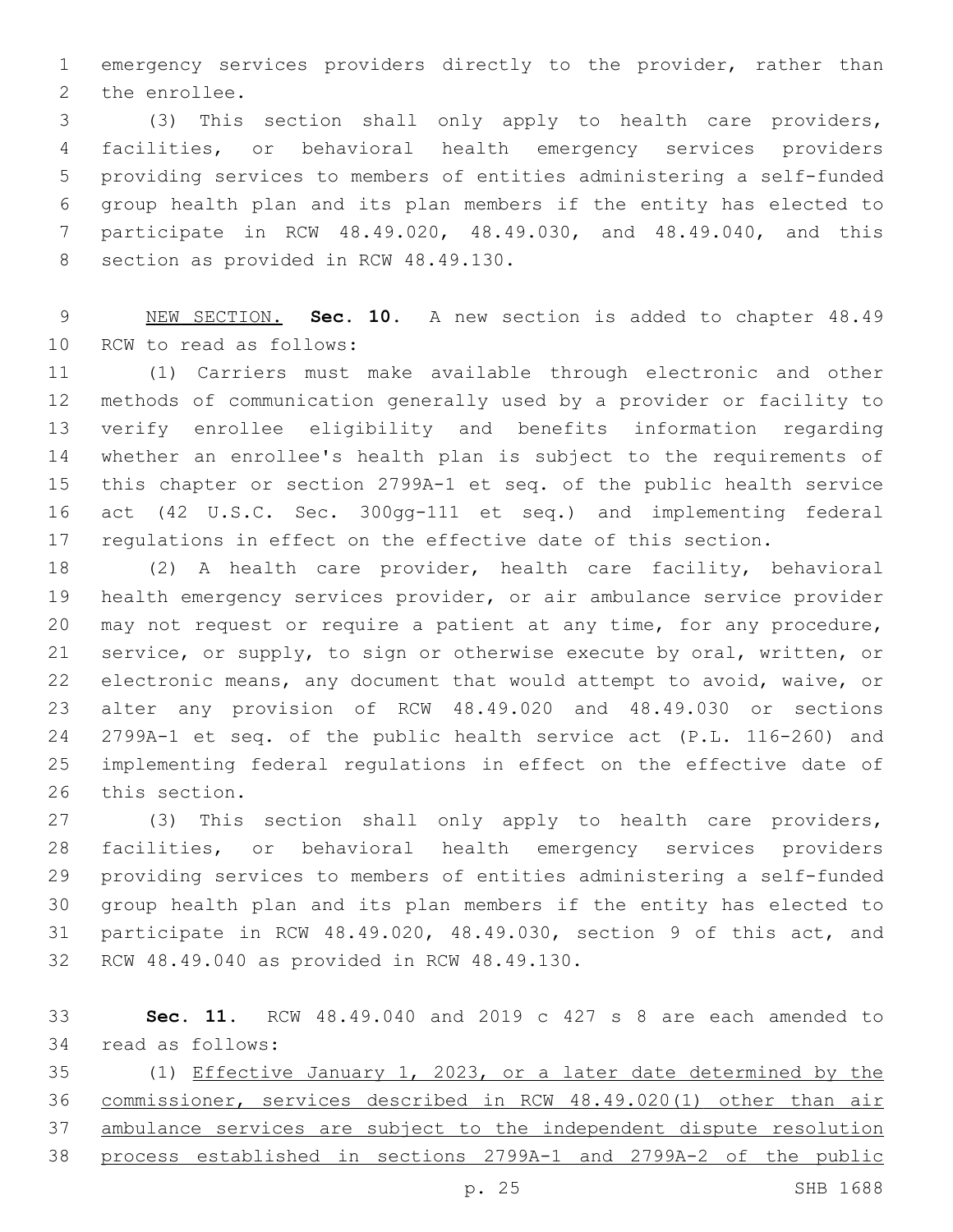emergency services providers directly to the provider, rather than the enrollee.

(3) This section shall only apply to health care providers, facilities, or behavioral health emergency services providers providing services to members of entities administering a self-funded group health plan and its plan members if the entity has elected to participate in RCW 48.49.020, 48.49.030, and 48.49.040, and this section as provided in RCW 48.49.130.

<u>NEW SECTION.</u> **Sec. 10.** A new section is added to chapter 48.49 RCW to read as follows:

(1) Carriers must make available through electronic and other methods of communication generally used by a provider or facility to verify enrollee eligibility and benefits information regarding whether an enrollee's health plan is subject to the requirements of this chapter or section 2799A-1 et seq. of the public health service act (42 U.S.C. Sec. 300gg-111 et seq.) and implementing federal regulations in effect on the effective date of this section.

(2) A health care provider, health care facility, behavioral health emergency services provider, or air ambulance service provider may not request or require a patient at any time, for any procedure, service, or supply, to sign or otherwise execute by oral, written, or electronic means, any document that would attempt to avoid, waive, or alter any provision of RCW 48.49.020 and 48.49.030 or sections 2799A-1 et seq. of the public health service act (P.L. 116-260) and implementing federal regulations in effect on the effective date of this section.

(3) This section shall only apply to health care providers, facilities, or behavioral health emergency services providers providing services to members of entities administering a self-funded group health plan and its plan members if the entity has elected to participate in RCW 48.49.020, 48.49.030, section 9 of this act, and RCW 48.49.040 as provided in RCW 48.49.130.

**Sec. 11.** RCW 48.49.040 and 2019 c 427 s 8 are each amended to read as follows:

(1) <u>Effective January 1, 2023, or a later date determined by the commissioner, services described in RCW 48.49.020(1) other than air ambulance services are subject to the independent dispute resolution process established in sections 2799A-1 and 2799A-2 of the public</u>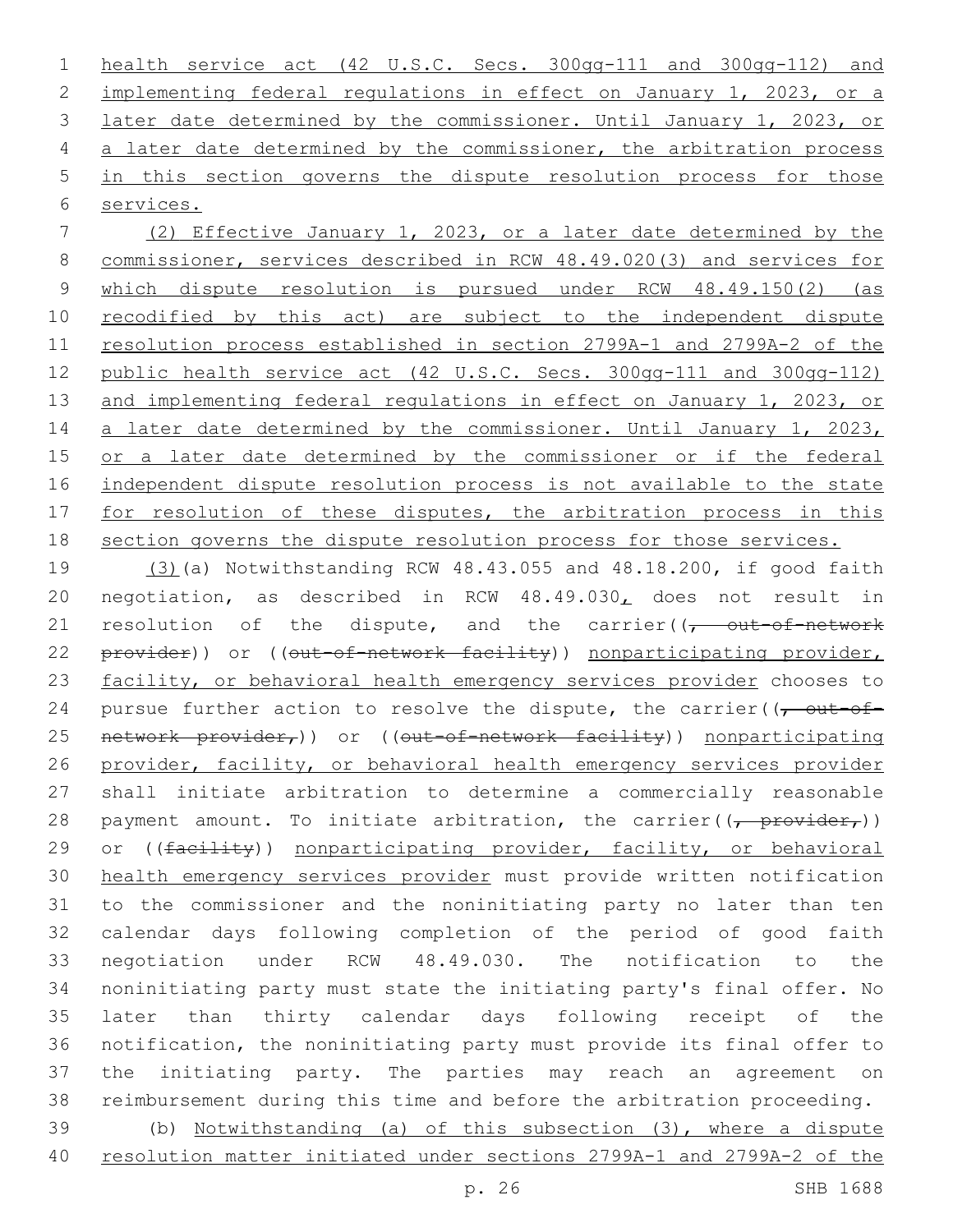health service act (42 U.S.C. Secs. 300gg-111 and 300gg-112) and implementing federal regulations in effect on January 1, 2023, or a later date determined by the commissioner. Until January 1, 2023, or a later date determined by the commissioner, the arbitration process in this section governs the dispute resolution process for those services.

(2) Effective January 1, 2023, or a later date determined by the commissioner, services described in RCW 48.49.020(3) and services for which dispute resolution is pursued under RCW 48.49.150(2) (as recodified by this act) are subject to the independent dispute resolution process established in section 2799A-1 and 2799A-2 of the public health service act (42 U.S.C. Secs. 300gg-111 and 300gg-112) and implementing federal regulations in effect on January 1, 2023, or a later date determined by the commissioner. Until January 1, 2023, or a later date determined by the commissioner or if the federal independent dispute resolution process is not available to the state for resolution of these disputes, the arbitration process in this section governs the dispute resolution process for those services.

(3)(a) Notwithstanding RCW 48.43.055 and 48.18.200, if good faith negotiation, as described in RCW 48.49.030, does not result in resolution of the dispute, and the carrier((, out-of-network provider)) or ((out-of-network facility)) nonparticipating provider, facility, or behavioral health emergency services provider chooses to pursue further action to resolve the dispute, the carrier((, out-of-network provider,)) or ((out-of-network facility)) nonparticipating provider, facility, or behavioral health emergency services provider shall initiate arbitration to determine a commercially reasonable payment amount. To initiate arbitration, the carrier((, provider,)) or ((facility)) nonparticipating provider, facility, or behavioral health emergency services provider must provide written notification to the commissioner and the noninitiating party no later than ten calendar days following completion of the period of good faith negotiation under RCW 48.49.030. The notification to the noninitiating party must state the initiating party's final offer. No later than thirty calendar days following receipt of the notification, the noninitiating party must provide its final offer to the initiating party. The parties may reach an agreement on reimbursement during this time and before the arbitration proceeding.

(b) Notwithstanding (a) of this subsection (3), where a dispute resolution matter initiated under sections 2799A-1 and 2799A-2 of the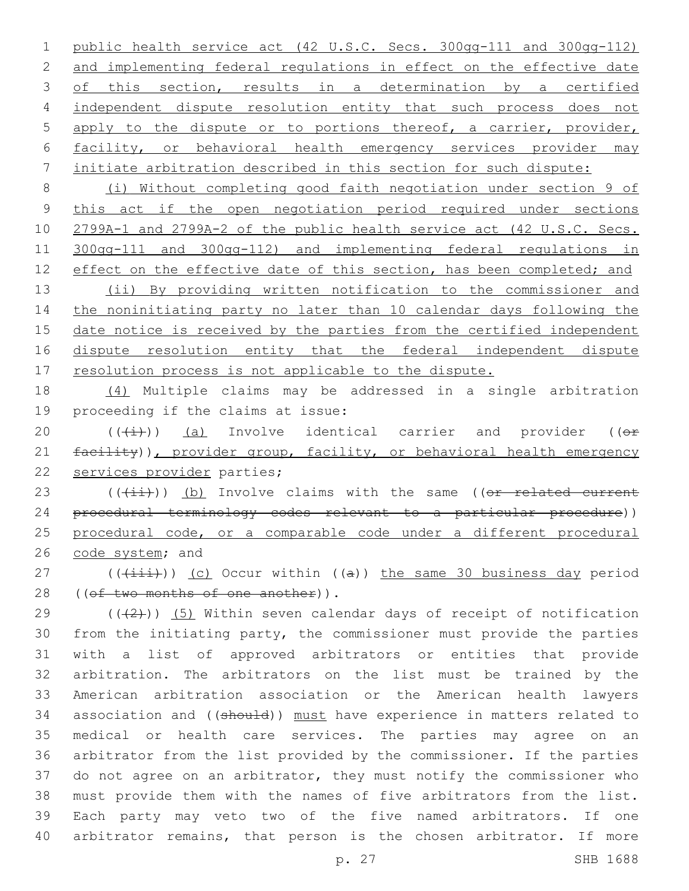public health service act (42 U.S.C. Secs. 300gg-111 and 300gg-112) and implementing federal regulations in effect on the effective date of this section, results in a determination by a certified independent dispute resolution entity that such process does not apply to the dispute or to portions thereof, a carrier, provider, facility, or behavioral health emergency services provider may initiate arbitration described in this section for such dispute:

(i) Without completing good faith negotiation under section 9 of this act if the open negotiation period required under sections 2799A-1 and 2799A-2 of the public health service act (42 U.S.C. Secs. 300gg-111 and 300gg-112) and implementing federal regulations in effect on the effective date of this section, has been completed; and

(ii) By providing written notification to the commissioner and the noninitiating party no later than 10 calendar days following the date notice is received by the parties from the certified independent dispute resolution entity that the federal independent dispute resolution process is not applicable to the dispute.

(4) Multiple claims may be addressed in a single arbitration proceeding if the claims at issue:

(((i))) (a) Involve identical carrier and provider ((or facility)), provider group, facility, or behavioral health emergency services provider parties;

(((ii))) (b) Involve claims with the same ((or related current procedural terminology codes relevant to a particular procedure)) procedural code, or a comparable code under a different procedural code system; and

(((iii))) (c) Occur within ((a)) the same 30 business day period ((of two months of one another)).

(((2))) (5) Within seven calendar days of receipt of notification from the initiating party, the commissioner must provide the parties with a list of approved arbitrators or entities that provide arbitration. The arbitrators on the list must be trained by the American arbitration association or the American health lawyers association and ((should)) must have experience in matters related to medical or health care services. The parties may agree on an arbitrator from the list provided by the commissioner. If the parties do not agree on an arbitrator, they must notify the commissioner who must provide them with the names of five arbitrators from the list. Each party may veto two of the five named arbitrators. If one arbitrator remains, that person is the chosen arbitrator. If more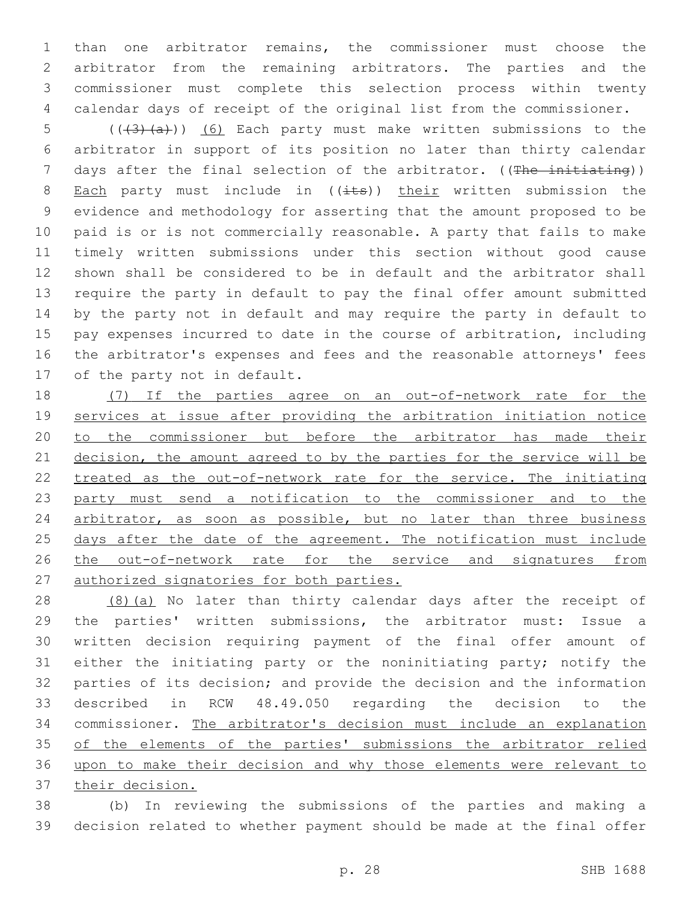than one arbitrator remains, the commissioner must choose the arbitrator from the remaining arbitrators. The parties and the commissioner must complete this selection process within twenty calendar days of receipt of the original list from the commissioner.

((~~(3)(a)~~)) <u>(6)</u> Each party must make written submissions to the arbitrator in support of its position no later than thirty calendar days after the final selection of the arbitrator. ((~~The initiating~~)) <u>Each</u> party must include in ((~~its~~)) <u>their</u> written submission the evidence and methodology for asserting that the amount proposed to be paid is or is not commercially reasonable. A party that fails to make timely written submissions under this section without good cause shown shall be considered to be in default and the arbitrator shall require the party in default to pay the final offer amount submitted by the party not in default and may require the party in default to pay expenses incurred to date in the course of arbitration, including the arbitrator's expenses and fees and the reasonable attorneys' fees of the party not in default.

<u>(7) If the parties agree on an out-of-network rate for the services at issue after providing the arbitration initiation notice to the commissioner but before the arbitrator has made their decision, the amount agreed to by the parties for the service will be treated as the out-of-network rate for the service. The initiating party must send a notification to the commissioner and to the arbitrator, as soon as possible, but no later than three business days after the date of the agreement. The notification must include the out-of-network rate for the service and signatures from authorized signatories for both parties.</u>

<u>(8)</u>(a) No later than thirty calendar days after the receipt of the parties' written submissions, the arbitrator must: Issue a written decision requiring payment of the final offer amount of either the initiating party or the noninitiating party; notify the parties of its decision; and provide the decision and the information described in RCW 48.49.050 regarding the decision to the commissioner. <u>The arbitrator's decision must include an explanation of the elements of the parties' submissions the arbitrator relied upon to make their decision and why those elements were relevant to their decision.</u>

(b) In reviewing the submissions of the parties and making a decision related to whether payment should be made at the final offer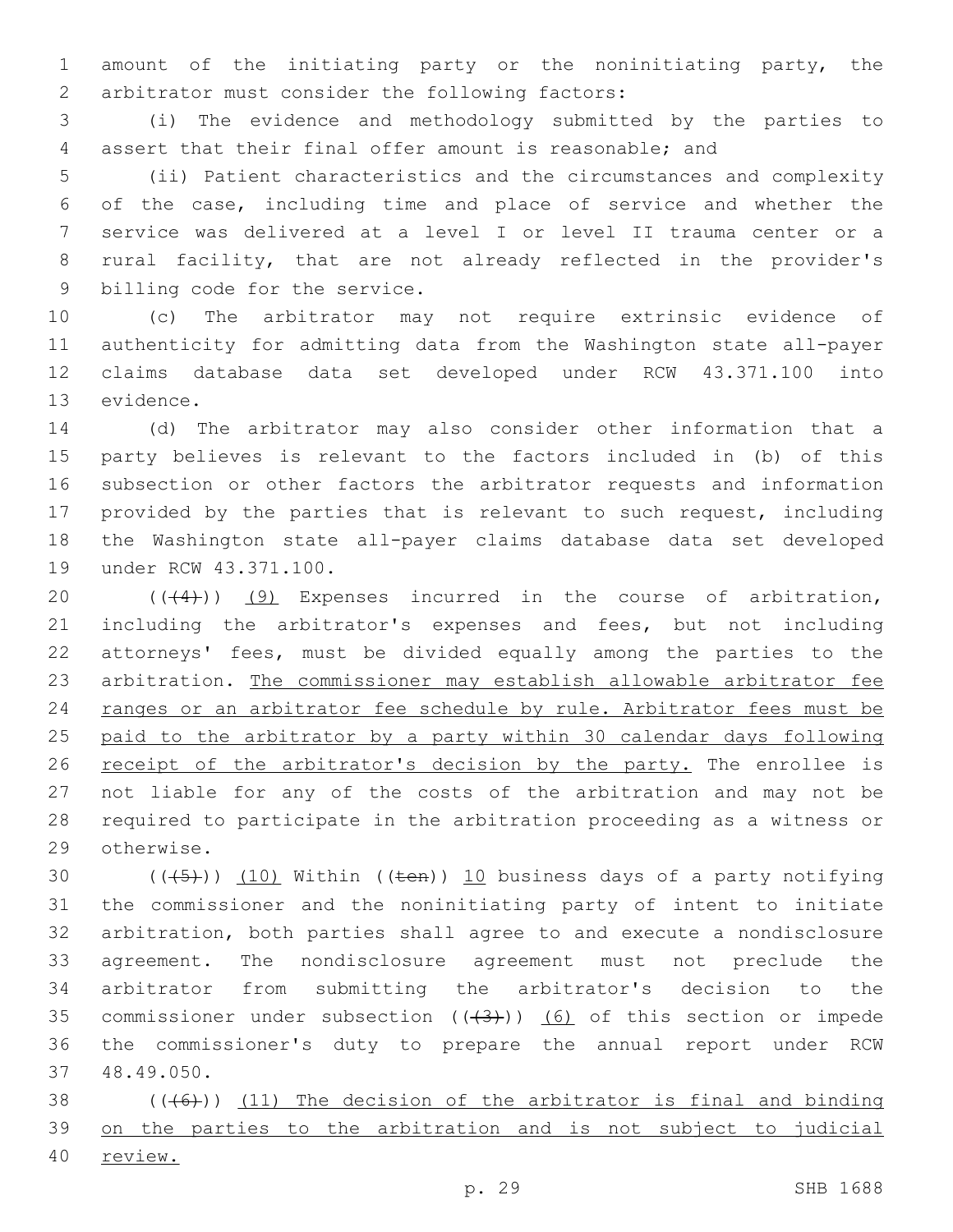amount of the initiating party or the noninitiating party, the arbitrator must consider the following factors:

(i) The evidence and methodology submitted by the parties to assert that their final offer amount is reasonable; and

(ii) Patient characteristics and the circumstances and complexity of the case, including time and place of service and whether the service was delivered at a level I or level II trauma center or a rural facility, that are not already reflected in the provider's billing code for the service.

(c) The arbitrator may not require extrinsic evidence of authenticity for admitting data from the Washington state all-payer claims database data set developed under RCW 43.371.100 into evidence.

(d) The arbitrator may also consider other information that a party believes is relevant to the factors included in (b) of this subsection or other factors the arbitrator requests and information provided by the parties that is relevant to such request, including the Washington state all-payer claims database data set developed under RCW 43.371.100.

~~((4))~~ (9) Expenses incurred in the course of arbitration, including the arbitrator's expenses and fees, but not including attorneys' fees, must be divided equally among the parties to the arbitration. The commissioner may establish allowable arbitrator fee ranges or an arbitrator fee schedule by rule. Arbitrator fees must be paid to the arbitrator by a party within 30 calendar days following receipt of the arbitrator's decision by the party. The enrollee is not liable for any of the costs of the arbitration and may not be required to participate in the arbitration proceeding as a witness or otherwise.

~~((5))~~ (10) Within ~~((ten))~~ 10 business days of a party notifying the commissioner and the noninitiating party of intent to initiate arbitration, both parties shall agree to and execute a nondisclosure agreement. The nondisclosure agreement must not preclude the arbitrator from submitting the arbitrator's decision to the commissioner under subsection ~~((3))~~ (6) of this section or impede the commissioner's duty to prepare the annual report under RCW 48.49.050.

~~((6))~~ (11) The decision of the arbitrator is final and binding on the parties to the arbitration and is not subject to judicial review.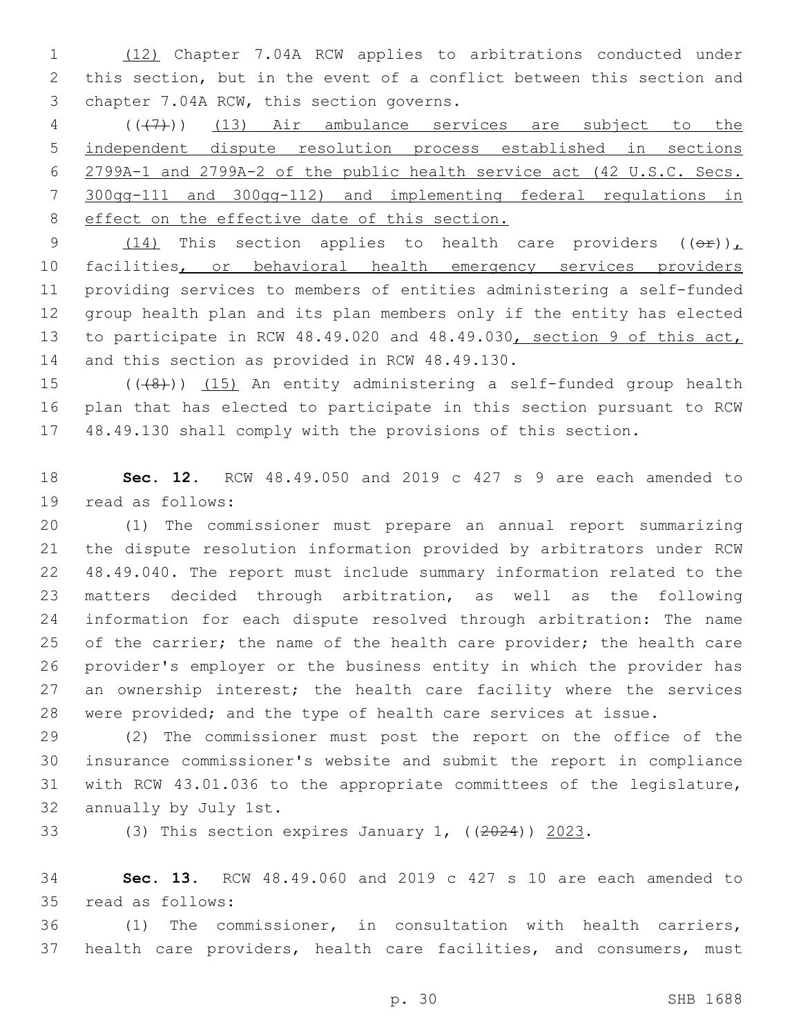(12) Chapter 7.04A RCW applies to arbitrations conducted under this section, but in the event of a conflict between this section and chapter 7.04A RCW, this section governs.

(((7))) (13) Air ambulance services are subject to the independent dispute resolution process established in sections 2799A-1 and 2799A-2 of the public health service act (42 U.S.C. Secs. 300gg-111 and 300gg-112) and implementing federal regulations in effect on the effective date of this section.

(14) This section applies to health care providers ((or)), facilities, or behavioral health emergency services providers providing services to members of entities administering a self-funded group health plan and its plan members only if the entity has elected to participate in RCW 48.49.020 and 48.49.030, section 9 of this act, and this section as provided in RCW 48.49.130.

(((8))) (15) An entity administering a self-funded group health plan that has elected to participate in this section pursuant to RCW 48.49.130 shall comply with the provisions of this section.

**Sec. 12.** RCW 48.49.050 and 2019 c 427 s 9 are each amended to read as follows:

(1) The commissioner must prepare an annual report summarizing the dispute resolution information provided by arbitrators under RCW 48.49.040. The report must include summary information related to the matters decided through arbitration, as well as the following information for each dispute resolved through arbitration: The name of the carrier; the name of the health care provider; the health care provider's employer or the business entity in which the provider has an ownership interest; the health care facility where the services were provided; and the type of health care services at issue.

(2) The commissioner must post the report on the office of the insurance commissioner's website and submit the report in compliance with RCW 43.01.036 to the appropriate committees of the legislature, annually by July 1st.

(3) This section expires January 1, ((2024)) 2023.

**Sec. 13.** RCW 48.49.060 and 2019 c 427 s 10 are each amended to read as follows:

(1) The commissioner, in consultation with health carriers, health care providers, health care facilities, and consumers, must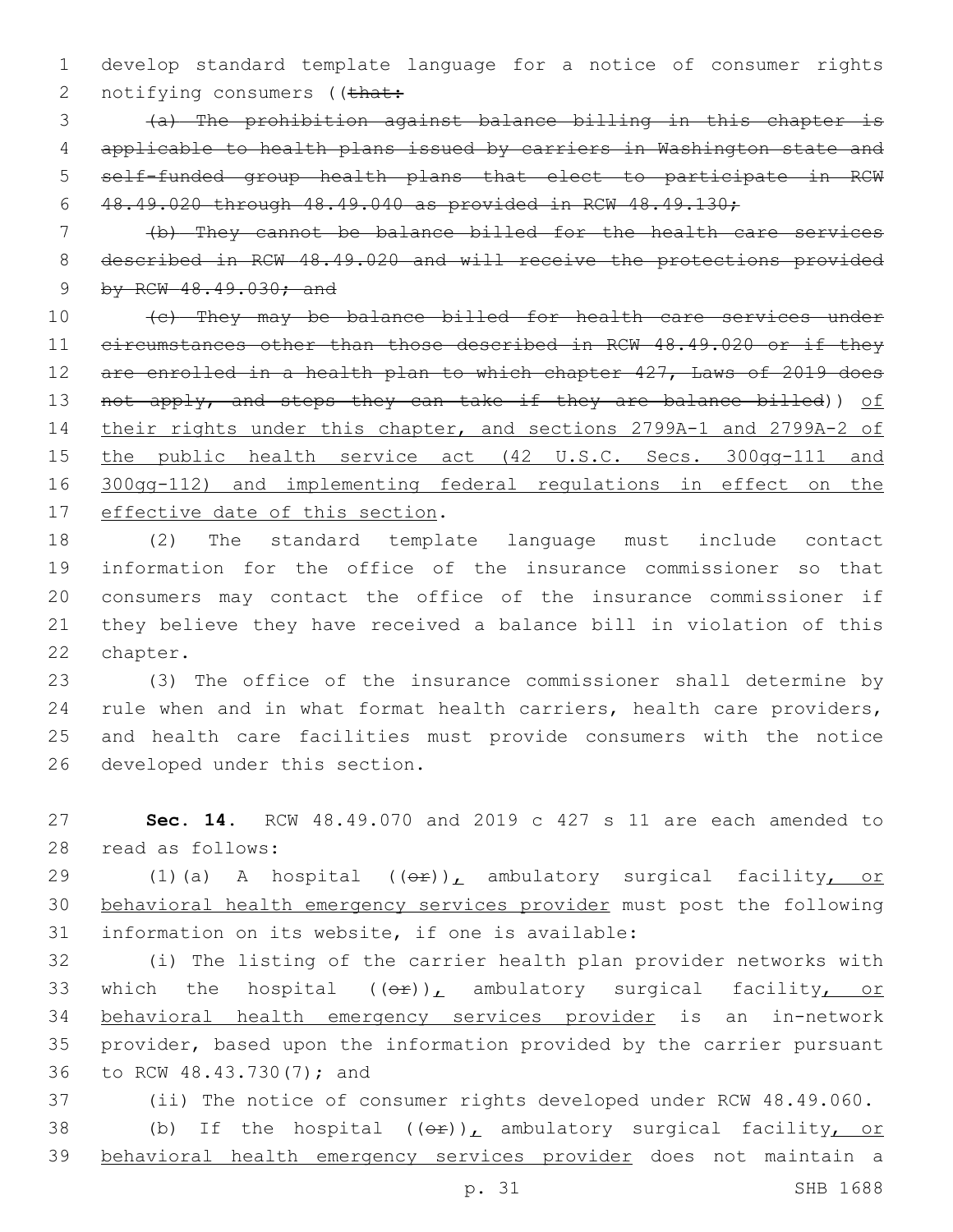develop standard template language for a notice of consumer rights notifying consumers ((~~that:~~

~~(a) The prohibition against balance billing in this chapter is applicable to health plans issued by carriers in Washington state and self-funded group health plans that elect to participate in RCW 48.49.020 through 48.49.040 as provided in RCW 48.49.130;~~

~~(b) They cannot be balance billed for the health care services described in RCW 48.49.020 and will receive the protections provided by RCW 48.49.030; and~~

~~(c) They may be balance billed for health care services under circumstances other than those described in RCW 48.49.020 or if they are enrolled in a health plan to which chapter 427, Laws of 2019 does not apply, and steps they can take if they are balance billed~~)) <u>of their rights under this chapter, and sections 2799A-1 and 2799A-2 of the public health service act (42 U.S.C. Secs. 300gg-111 and 300gg-112) and implementing federal regulations in effect on the effective date of this section</u>.

(2) The standard template language must include contact information for the office of the insurance commissioner so that consumers may contact the office of the insurance commissioner if they believe they have received a balance bill in violation of this chapter.

(3) The office of the insurance commissioner shall determine by rule when and in what format health carriers, health care providers, and health care facilities must provide consumers with the notice developed under this section.

**Sec. 14.** RCW 48.49.070 and 2019 c 427 s 11 are each amended to read as follows:

(1)(a) A hospital ((~~or~~))<u>,</u> ambulatory surgical facility<u>, or behavioral health emergency services provider</u> must post the following information on its website, if one is available:

(i) The listing of the carrier health plan provider networks with which the hospital ((~~or~~))<u>,</u> ambulatory surgical facility<u>, or behavioral health emergency services provider</u> is an in-network provider, based upon the information provided by the carrier pursuant to RCW 48.43.730(7); and

(ii) The notice of consumer rights developed under RCW 48.49.060.

(b) If the hospital ((~~or~~))<u>,</u> ambulatory surgical facility<u>, or behavioral health emergency services provider</u> does not maintain a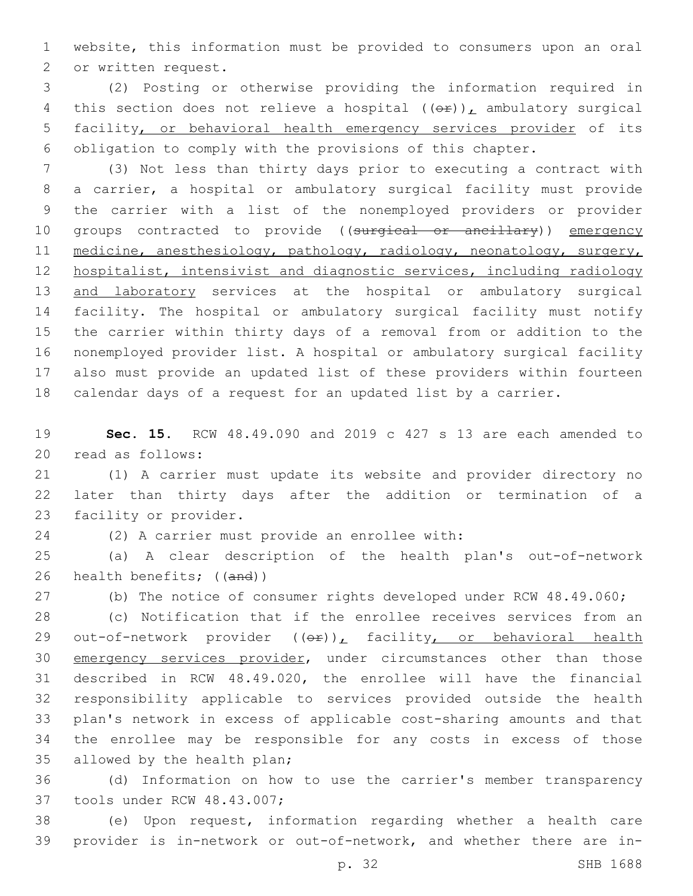website, this information must be provided to consumers upon an oral or written request.

(2) Posting or otherwise providing the information required in this section does not relieve a hospital ((~~or~~)), ambulatory surgical facility, or behavioral health emergency services provider of its obligation to comply with the provisions of this chapter.

(3) Not less than thirty days prior to executing a contract with a carrier, a hospital or ambulatory surgical facility must provide the carrier with a list of the nonemployed providers or provider groups contracted to provide ((~~surgical or ancillary~~)) emergency medicine, anesthesiology, pathology, radiology, neonatology, surgery, hospitalist, intensivist and diagnostic services, including radiology and laboratory services at the hospital or ambulatory surgical facility. The hospital or ambulatory surgical facility must notify the carrier within thirty days of a removal from or addition to the nonemployed provider list. A hospital or ambulatory surgical facility also must provide an updated list of these providers within fourteen calendar days of a request for an updated list by a carrier.

**Sec. 15.** RCW 48.49.090 and 2019 c 427 s 13 are each amended to read as follows:

(1) A carrier must update its website and provider directory no later than thirty days after the addition or termination of a facility or provider.

(2) A carrier must provide an enrollee with:

(a) A clear description of the health plan's out-of-network health benefits; ((~~and~~))

(b) The notice of consumer rights developed under RCW 48.49.060;

(c) Notification that if the enrollee receives services from an out-of-network provider ((~~or~~)), facility, or behavioral health emergency services provider, under circumstances other than those described in RCW 48.49.020, the enrollee will have the financial responsibility applicable to services provided outside the health plan's network in excess of applicable cost-sharing amounts and that the enrollee may be responsible for any costs in excess of those allowed by the health plan;

(d) Information on how to use the carrier's member transparency tools under RCW 48.43.007;

(e) Upon request, information regarding whether a health care provider is in-network or out-of-network, and whether there are in-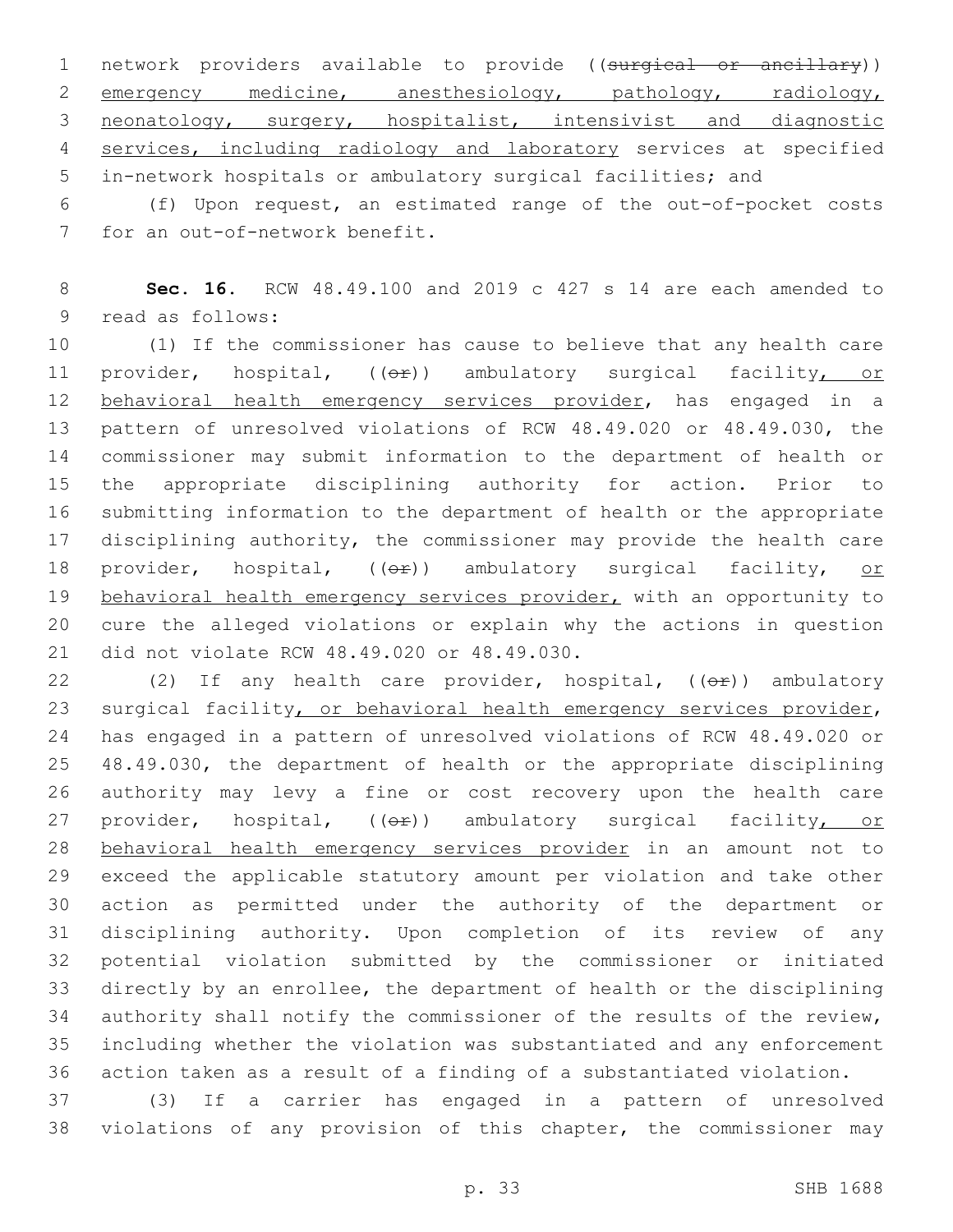network providers available to provide ((~~surgical or ancillary~~)) <u>emergency medicine, anesthesiology, pathology, radiology, neonatology, surgery, hospitalist, intensivist and diagnostic services, including radiology and laboratory</u> services at specified in-network hospitals or ambulatory surgical facilities; and

(f) Upon request, an estimated range of the out-of-pocket costs for an out-of-network benefit.

**Sec. 16.** RCW 48.49.100 and 2019 c 427 s 14 are each amended to read as follows:

(1) If the commissioner has cause to believe that any health care provider, hospital, ((~~or~~)) ambulatory surgical facility<u>, or behavioral health emergency services provider</u>, has engaged in a pattern of unresolved violations of RCW 48.49.020 or 48.49.030, the commissioner may submit information to the department of health or the appropriate disciplining authority for action. Prior to submitting information to the department of health or the appropriate disciplining authority, the commissioner may provide the health care provider, hospital, ((~~or~~)) ambulatory surgical facility, <u>or behavioral health emergency services provider,</u> with an opportunity to cure the alleged violations or explain why the actions in question did not violate RCW 48.49.020 or 48.49.030.

(2) If any health care provider, hospital, ((~~or~~)) ambulatory surgical facility<u>, or behavioral health emergency services provider</u>, has engaged in a pattern of unresolved violations of RCW 48.49.020 or 48.49.030, the department of health or the appropriate disciplining authority may levy a fine or cost recovery upon the health care provider, hospital, ((~~or~~)) ambulatory surgical facility<u>, or behavioral health emergency services provider</u> in an amount not to exceed the applicable statutory amount per violation and take other action as permitted under the authority of the department or disciplining authority. Upon completion of its review of any potential violation submitted by the commissioner or initiated directly by an enrollee, the department of health or the disciplining authority shall notify the commissioner of the results of the review, including whether the violation was substantiated and any enforcement action taken as a result of a finding of a substantiated violation.

(3) If a carrier has engaged in a pattern of unresolved violations of any provision of this chapter, the commissioner may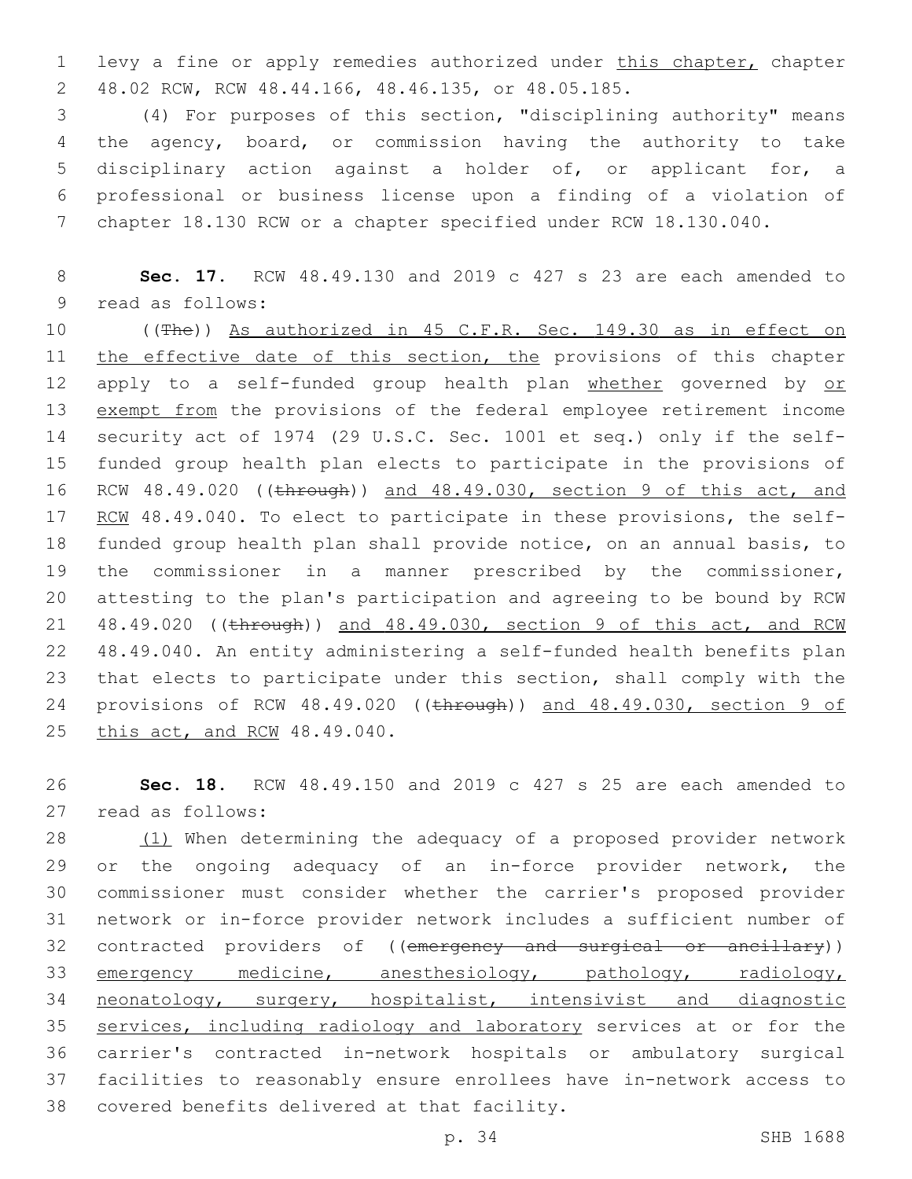levy a fine or apply remedies authorized under this chapter, chapter 48.02 RCW, RCW 48.44.166, 48.46.135, or 48.05.185.

(4) For purposes of this section, "disciplining authority" means the agency, board, or commission having the authority to take disciplinary action against a holder of, or applicant for, a professional or business license upon a finding of a violation of chapter 18.130 RCW or a chapter specified under RCW 18.130.040.

**Sec. 17.** RCW 48.49.130 and 2019 c 427 s 23 are each amended to read as follows:

((The)) As authorized in 45 C.F.R. Sec. 149.30 as in effect on the effective date of this section, the provisions of this chapter apply to a self-funded group health plan whether governed by or exempt from the provisions of the federal employee retirement income security act of 1974 (29 U.S.C. Sec. 1001 et seq.) only if the self-funded group health plan elects to participate in the provisions of RCW 48.49.020 ((through)) and 48.49.030, section 9 of this act, and RCW 48.49.040. To elect to participate in these provisions, the self-funded group health plan shall provide notice, on an annual basis, to the commissioner in a manner prescribed by the commissioner, attesting to the plan's participation and agreeing to be bound by RCW 48.49.020 ((through)) and 48.49.030, section 9 of this act, and RCW 48.49.040. An entity administering a self-funded health benefits plan that elects to participate under this section, shall comply with the provisions of RCW 48.49.020 ((through)) and 48.49.030, section 9 of this act, and RCW 48.49.040.

**Sec. 18.** RCW 48.49.150 and 2019 c 427 s 25 are each amended to read as follows:

(1) When determining the adequacy of a proposed provider network or the ongoing adequacy of an in-force provider network, the commissioner must consider whether the carrier's proposed provider network or in-force provider network includes a sufficient number of contracted providers of ((emergency and surgical or ancillary)) emergency medicine, anesthesiology, pathology, radiology, neonatology, surgery, hospitalist, intensivist and diagnostic services, including radiology and laboratory services at or for the carrier's contracted in-network hospitals or ambulatory surgical facilities to reasonably ensure enrollees have in-network access to covered benefits delivered at that facility.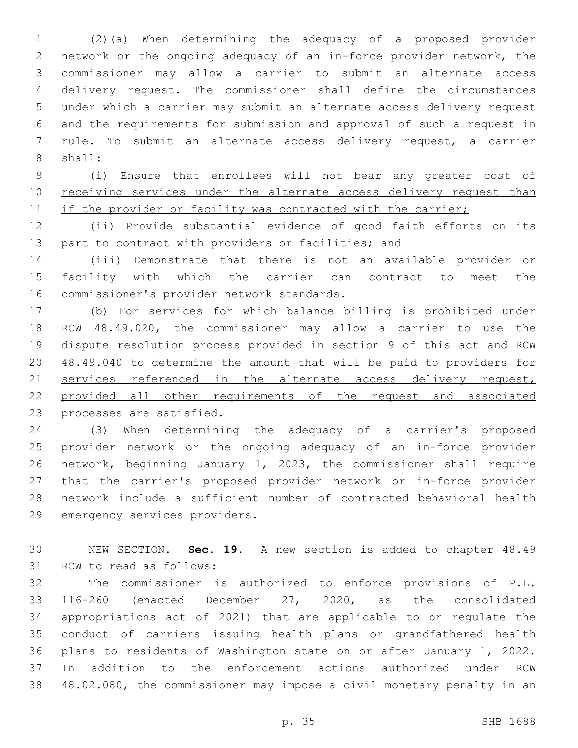(2)(a) When determining the adequacy of a proposed provider network or the ongoing adequacy of an in-force provider network, the commissioner may allow a carrier to submit an alternate access delivery request. The commissioner shall define the circumstances under which a carrier may submit an alternate access delivery request and the requirements for submission and approval of such a request in rule. To submit an alternate access delivery request, a carrier shall:

(i) Ensure that enrollees will not bear any greater cost of receiving services under the alternate access delivery request than if the provider or facility was contracted with the carrier;

(ii) Provide substantial evidence of good faith efforts on its part to contract with providers or facilities; and

(iii) Demonstrate that there is not an available provider or facility with which the carrier can contract to meet the commissioner's provider network standards.

(b) For services for which balance billing is prohibited under RCW 48.49.020, the commissioner may allow a carrier to use the dispute resolution process provided in section 9 of this act and RCW 48.49.040 to determine the amount that will be paid to providers for services referenced in the alternate access delivery request, provided all other requirements of the request and associated processes are satisfied.

(3) When determining the adequacy of a carrier's proposed provider network or the ongoing adequacy of an in-force provider network, beginning January 1, 2023, the commissioner shall require that the carrier's proposed provider network or in-force provider network include a sufficient number of contracted behavioral health emergency services providers.

NEW SECTION. **Sec. 19.** A new section is added to chapter 48.49 RCW to read as follows:

The commissioner is authorized to enforce provisions of P.L. 116-260 (enacted December 27, 2020, as the consolidated appropriations act of 2021) that are applicable to or regulate the conduct of carriers issuing health plans or grandfathered health plans to residents of Washington state on or after January 1, 2022. In addition to the enforcement actions authorized under RCW 48.02.080, the commissioner may impose a civil monetary penalty in an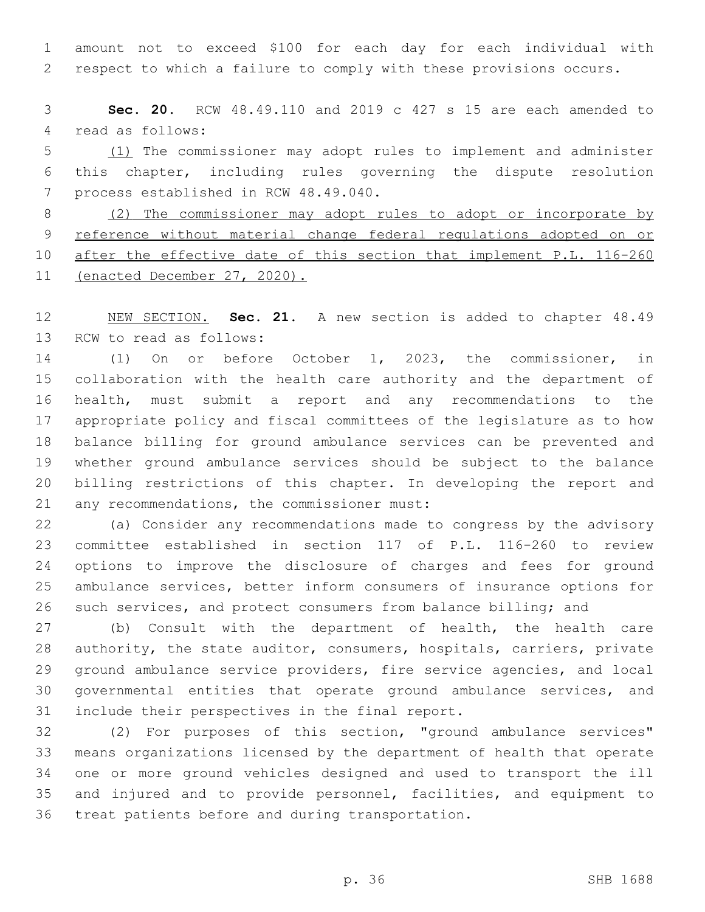amount not to exceed $100 for each day for each individual with respect to which a failure to comply with these provisions occurs.

**Sec. 20.** RCW 48.49.110 and 2019 c 427 s 15 are each amended to read as follows:

(1) The commissioner may adopt rules to implement and administer this chapter, including rules governing the dispute resolution process established in RCW 48.49.040.

(2) The commissioner may adopt rules to adopt or incorporate by reference without material change federal regulations adopted on or after the effective date of this section that implement P.L. 116-260 (enacted December 27, 2020).

NEW SECTION. **Sec. 21.** A new section is added to chapter 48.49 RCW to read as follows:

(1) On or before October 1, 2023, the commissioner, in collaboration with the health care authority and the department of health, must submit a report and any recommendations to the appropriate policy and fiscal committees of the legislature as to how balance billing for ground ambulance services can be prevented and whether ground ambulance services should be subject to the balance billing restrictions of this chapter. In developing the report and any recommendations, the commissioner must:

(a) Consider any recommendations made to congress by the advisory committee established in section 117 of P.L. 116-260 to review options to improve the disclosure of charges and fees for ground ambulance services, better inform consumers of insurance options for such services, and protect consumers from balance billing; and

(b) Consult with the department of health, the health care authority, the state auditor, consumers, hospitals, carriers, private ground ambulance service providers, fire service agencies, and local governmental entities that operate ground ambulance services, and include their perspectives in the final report.

(2) For purposes of this section, "ground ambulance services" means organizations licensed by the department of health that operate one or more ground vehicles designed and used to transport the ill and injured and to provide personnel, facilities, and equipment to treat patients before and during transportation.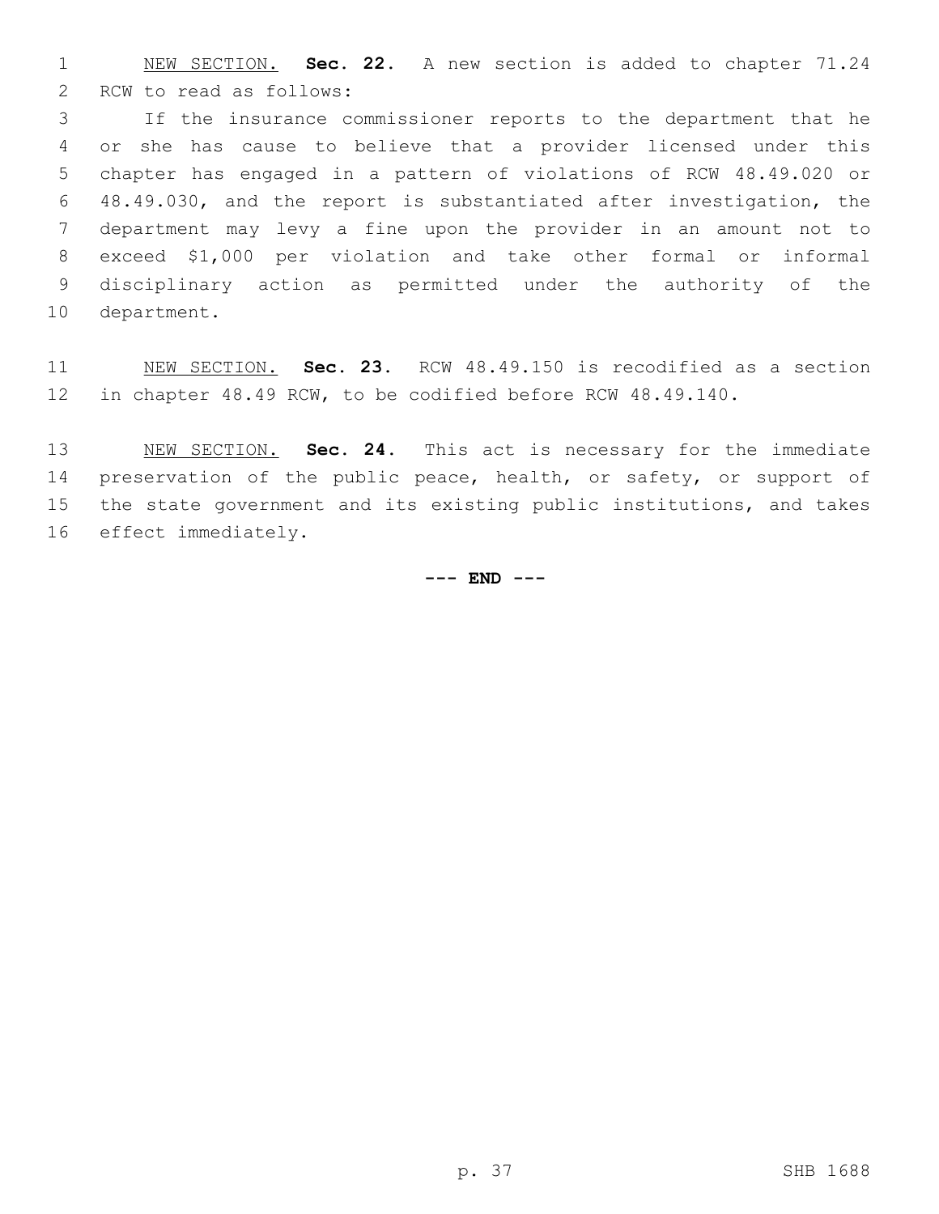NEW SECTION. **Sec. 22.** A new section is added to chapter 71.24 RCW to read as follows:

If the insurance commissioner reports to the department that he or she has cause to believe that a provider licensed under this chapter has engaged in a pattern of violations of RCW 48.49.020 or 48.49.030, and the report is substantiated after investigation, the department may levy a fine upon the provider in an amount not to exceed $1,000 per violation and take other formal or informal disciplinary action as permitted under the authority of the department.

NEW SECTION. **Sec. 23.** RCW 48.49.150 is recodified as a section in chapter 48.49 RCW, to be codified before RCW 48.49.140.

NEW SECTION. **Sec. 24.** This act is necessary for the immediate preservation of the public peace, health, or safety, or support of the state government and its existing public institutions, and takes effect immediately.

**--- END ---**